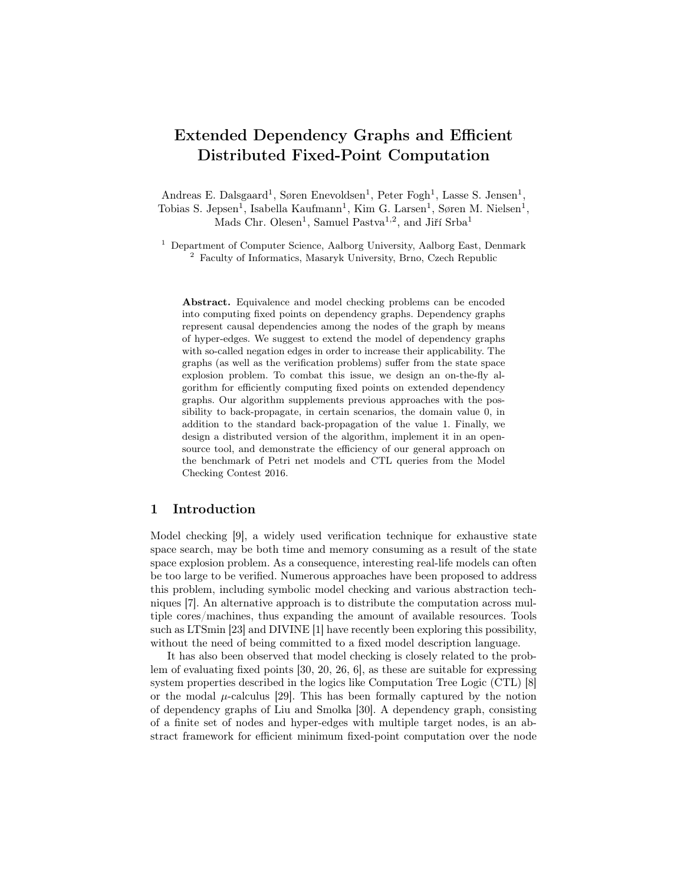# Extended Dependency Graphs and Efficient Distributed Fixed-Point Computation

Andreas E. Dalsgaard[1], Søren Enevoldsen[1], Peter Fogh[1], Lasse S. Jensen[1], Tobias S. Jepsen[1], Isabella Kaufmann[1], Kim G. Larsen[1], Søren M. Nielsen[1], Mads Chr. Olesen[1], Samuel Pastva[1,2], and Jiří Srba[1]

[1] Department of Computer Science, Aalborg University, Aalborg East, Denmark
[2] Faculty of Informatics, Masaryk University, Brno, Czech Republic

**Abstract.** Equivalence and model checking problems can be encoded into computing fixed points on dependency graphs. Dependency graphs represent causal dependencies among the nodes of the graph by means of hyper-edges. We suggest to extend the model of dependency graphs with so-called negation edges in order to increase their applicability. The graphs (as well as the verification problems) suffer from the state space explosion problem. To combat this issue, we design an on-the-fly algorithm for efficiently computing fixed points on extended dependency graphs. Our algorithm supplements previous approaches with the possibility to back-propagate, in certain scenarios, the domain value 0, in addition to the standard back-propagation of the value 1. Finally, we design a distributed version of the algorithm, implement it in an open-source tool, and demonstrate the efficiency of our general approach on the benchmark of Petri net models and CTL queries from the Model Checking Contest 2016.

## 1 Introduction

Model checking [9], a widely used verification technique for exhaustive state space search, may be both time and memory consuming as a result of the state space explosion problem. As a consequence, interesting real-life models can often be too large to be verified. Numerous approaches have been proposed to address this problem, including symbolic model checking and various abstraction techniques [7]. An alternative approach is to distribute the computation across multiple cores/machines, thus expanding the amount of available resources. Tools such as LTSmin [23] and DIVINE [1] have recently been exploring this possibility, without the need of being committed to a fixed model description language.

It has also been observed that model checking is closely related to the problem of evaluating fixed points [30, 20, 26, 6], as these are suitable for expressing system properties described in the logics like Computation Tree Logic (CTL) [8] or the modal $\mu$-calculus [29]. This has been formally captured by the notion of dependency graphs of Liu and Smolka [30]. A dependency graph, consisting of a finite set of nodes and hyper-edges with multiple target nodes, is an abstract framework for efficient minimum fixed-point computation over the node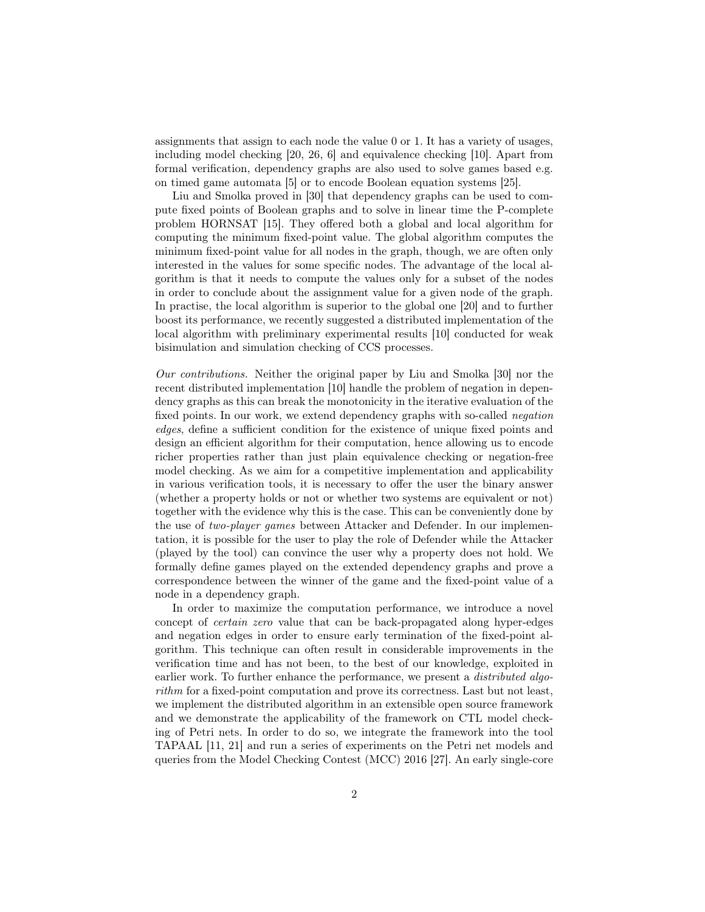assignments that assign to each node the value 0 or 1. It has a variety of usages, including model checking [20, 26, 6] and equivalence checking [10]. Apart from formal verification, dependency graphs are also used to solve games based e.g. on timed game automata [5] or to encode Boolean equation systems [25].

Liu and Smolka proved in [30] that dependency graphs can be used to compute fixed points of Boolean graphs and to solve in linear time the P-complete problem HORNSAT [15]. They offered both a global and local algorithm for computing the minimum fixed-point value. The global algorithm computes the minimum fixed-point value for all nodes in the graph, though, we are often only interested in the values for some specific nodes. The advantage of the local algorithm is that it needs to compute the values only for a subset of the nodes in order to conclude about the assignment value for a given node of the graph. In practise, the local algorithm is superior to the global one [20] and to further boost its performance, we recently suggested a distributed implementation of the local algorithm with preliminary experimental results [10] conducted for weak bisimulation and simulation checking of CCS processes.

*Our contributions.* Neither the original paper by Liu and Smolka [30] nor the recent distributed implementation [10] handle the problem of negation in dependency graphs as this can break the monotonicity in the iterative evaluation of the fixed points. In our work, we extend dependency graphs with so-called *negation edges*, define a sufficient condition for the existence of unique fixed points and design an efficient algorithm for their computation, hence allowing us to encode richer properties rather than just plain equivalence checking or negation-free model checking. As we aim for a competitive implementation and applicability in various verification tools, it is necessary to offer the user the binary answer (whether a property holds or not or whether two systems are equivalent or not) together with the evidence why this is the case. This can be conveniently done by the use of *two-player games* between Attacker and Defender. In our implementation, it is possible for the user to play the role of Defender while the Attacker (played by the tool) can convince the user why a property does not hold. We formally define games played on the extended dependency graphs and prove a correspondence between the winner of the game and the fixed-point value of a node in a dependency graph.

In order to maximize the computation performance, we introduce a novel concept of *certain zero* value that can be back-propagated along hyper-edges and negation edges in order to ensure early termination of the fixed-point algorithm. This technique can often result in considerable improvements in the verification time and has not been, to the best of our knowledge, exploited in earlier work. To further enhance the performance, we present a *distributed algorithm* for a fixed-point computation and prove its correctness. Last but not least, we implement the distributed algorithm in an extensible open source framework and we demonstrate the applicability of the framework on CTL model checking of Petri nets. In order to do so, we integrate the framework into the tool TAPAAL [11, 21] and run a series of experiments on the Petri net models and queries from the Model Checking Contest (MCC) 2016 [27]. An early single-core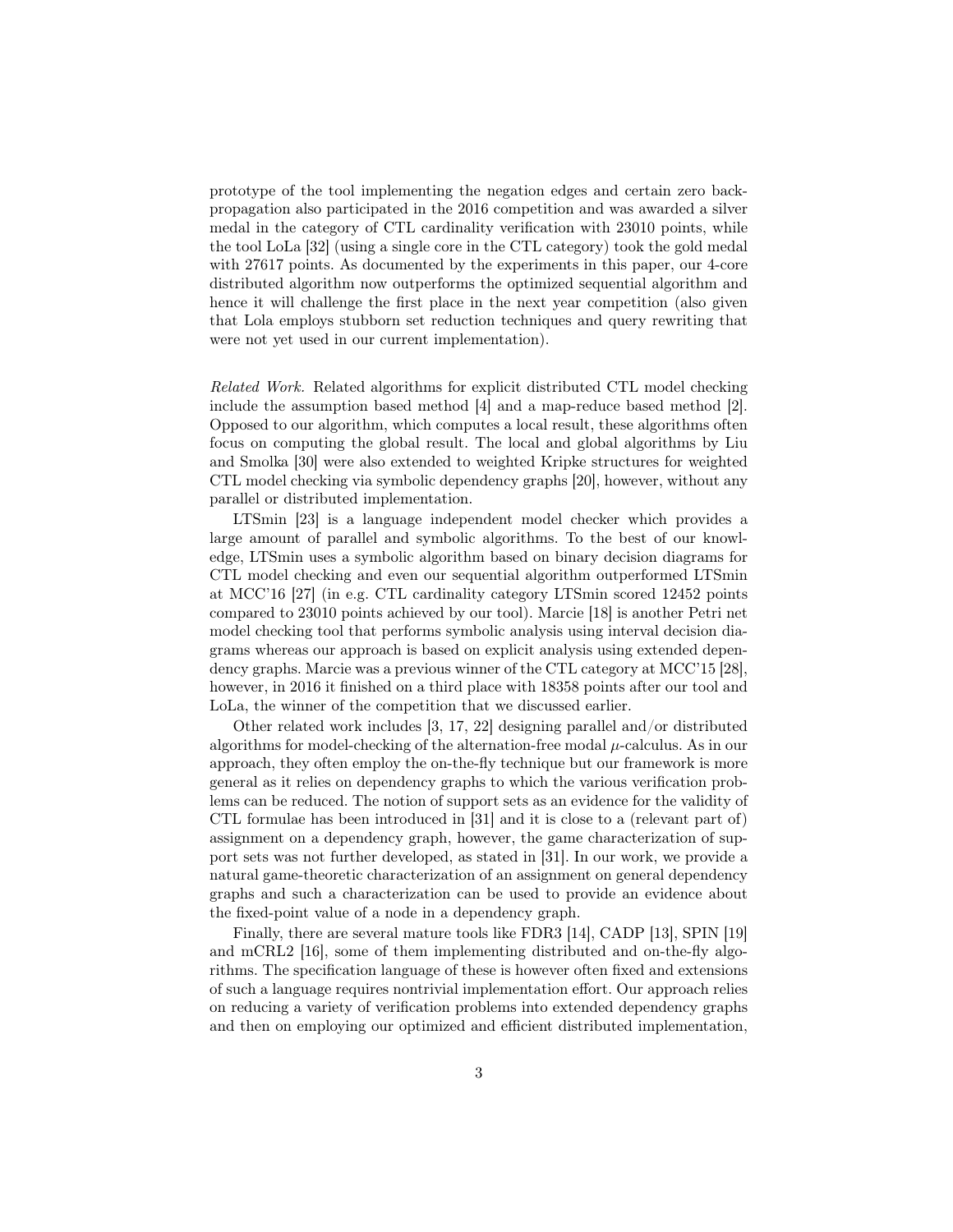prototype of the tool implementing the negation edges and certain zero back-propagation also participated in the 2016 competition and was awarded a silver medal in the category of CTL cardinality verification with 23010 points, while the tool LoLa [32] (using a single core in the CTL category) took the gold medal with 27617 points. As documented by the experiments in this paper, our 4-core distributed algorithm now outperforms the optimized sequential algorithm and hence it will challenge the first place in the next year competition (also given that Lola employs stubborn set reduction techniques and query rewriting that were not yet used in our current implementation).

*Related Work.* Related algorithms for explicit distributed CTL model checking include the assumption based method [4] and a map-reduce based method [2]. Opposed to our algorithm, which computes a local result, these algorithms often focus on computing the global result. The local and global algorithms by Liu and Smolka [30] were also extended to weighted Kripke structures for weighted CTL model checking via symbolic dependency graphs [20], however, without any parallel or distributed implementation.

LTSmin [23] is a language independent model checker which provides a large amount of parallel and symbolic algorithms. To the best of our knowledge, LTSmin uses a symbolic algorithm based on binary decision diagrams for CTL model checking and even our sequential algorithm outperformed LTSmin at MCC'16 [27] (in e.g. CTL cardinality category LTSmin scored 12452 points compared to 23010 points achieved by our tool). Marcie [18] is another Petri net model checking tool that performs symbolic analysis using interval decision diagrams whereas our approach is based on explicit analysis using extended dependency graphs. Marcie was a previous winner of the CTL category at MCC'15 [28], however, in 2016 it finished on a third place with 18358 points after our tool and LoLa, the winner of the competition that we discussed earlier.

Other related work includes [3, 17, 22] designing parallel and/or distributed algorithms for model-checking of the alternation-free modal $\mu$-calculus. As in our approach, they often employ the on-the-fly technique but our framework is more general as it relies on dependency graphs to which the various verification problems can be reduced. The notion of support sets as an evidence for the validity of CTL formulae has been introduced in [31] and it is close to a (relevant part of) assignment on a dependency graph, however, the game characterization of support sets was not further developed, as stated in [31]. In our work, we provide a natural game-theoretic characterization of an assignment on general dependency graphs and such a characterization can be used to provide an evidence about the fixed-point value of a node in a dependency graph.

Finally, there are several mature tools like FDR3 [14], CADP [13], SPIN [19] and mCRL2 [16], some of them implementing distributed and on-the-fly algorithms. The specification language of these is however often fixed and extensions of such a language requires nontrivial implementation effort. Our approach relies on reducing a variety of verification problems into extended dependency graphs and then on employing our optimized and efficient distributed implementation,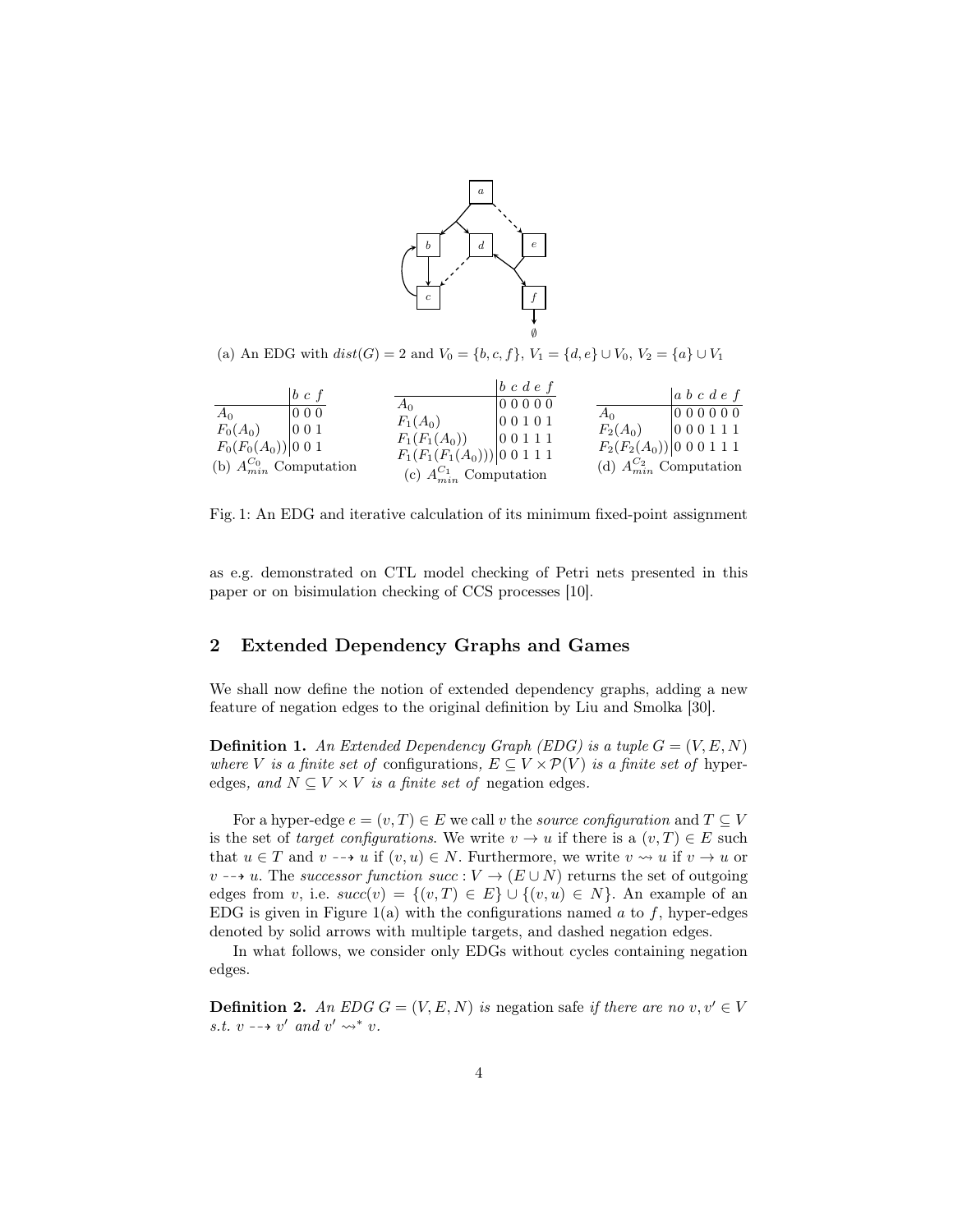(a) An EDG with $dist(G) = 2$ and $V_0 = \{b, c, f\}$, $V_1 = \{d, e\} \cup V_0$, $V_2 = \{a\} \cup V_1$

| | $b$ | $c$ | $f$ |
|---|---|---|---|
| $A_0$ | 0 | 0 | 0 |
| $F_0(A_0)$ | 0 | 0 | 1 |
| $F_0(F_0(A_0))$ | 0 | 0 | 1 |

(b) $A_{min}^{C_0}$ Computation

| | $b$ | $c$ | $d$ | $e$ | $f$ |
|---|---|---|---|---|---|
| $A_0$ | 0 | 0 | 0 | 0 | 0 |
| $F_1(A_0)$ | 0 | 0 | 1 | 0 | 1 |
| $F_1(F_1(A_0))$ | 0 | 0 | 1 | 1 | 1 |
| $F_1(F_1(F_1(A_0)))$ | 0 | 0 | 1 | 1 | 1 |

(c) $A_{min}^{C_1}$ Computation

| | $a$ | $b$ | $c$ | $d$ | $e$ | $f$ |
|---|---|---|---|---|---|---|
| $A_0$ | 0 | 0 | 0 | 0 | 0 | 0 |
| $F_2(A_0)$ | 0 | 0 | 0 | 1 | 1 | 1 |
| $F_2(F_2(A_0))$ | 0 | 0 | 0 | 1 | 1 | 1 |

(d) $A_{min}^{C_2}$ Computation

Fig. 1: An EDG and iterative calculation of its minimum fixed-point assignment

as e.g. demonstrated on CTL model checking of Petri nets presented in this paper or on bisimulation checking of CCS processes [10].

## 2 Extended Dependency Graphs and Games

We shall now define the notion of extended dependency graphs, adding a new feature of negation edges to the original definition by Liu and Smolka [30].

**Definition 1.** *An Extended Dependency Graph (EDG) is a tuple $G = (V, E, N)$ where $V$ is a finite set of* configurations*, $E \subseteq V \times \mathcal{P}(V)$ is a finite set of* hyper-edges*, and $N \subseteq V \times V$ is a finite set of* negation edges.

For a hyper-edge $e = (v, T) \in E$ we call $v$ the *source configuration* and $T \subseteq V$ is the set of *target configurations*. We write $v \rightarrow u$ if there is a $(v, T) \in E$ such that $u \in T$ and $v \dashrightarrow u$ if $(v, u) \in N$. Furthermore, we write $v \rightsquigarrow u$ if $v \rightarrow u$ or $v \dashrightarrow u$. The *successor function* $succ : V \rightarrow (E \cup N)$ returns the set of outgoing edges from $v$, i.e. $succ(v) = \{(v, T) \in E\} \cup \{(v, u) \in N\}$. An example of an EDG is given in Figure 1(a) with the configurations named $a$ to $f$, hyper-edges denoted by solid arrows with multiple targets, and dashed negation edges.

In what follows, we consider only EDGs without cycles containing negation edges.

**Definition 2.** *An EDG $G = (V, E, N)$ is* negation safe *if there are no $v, v' \in V$ s.t. $v \dashrightarrow v'$ and $v' \rightsquigarrow^* v$.*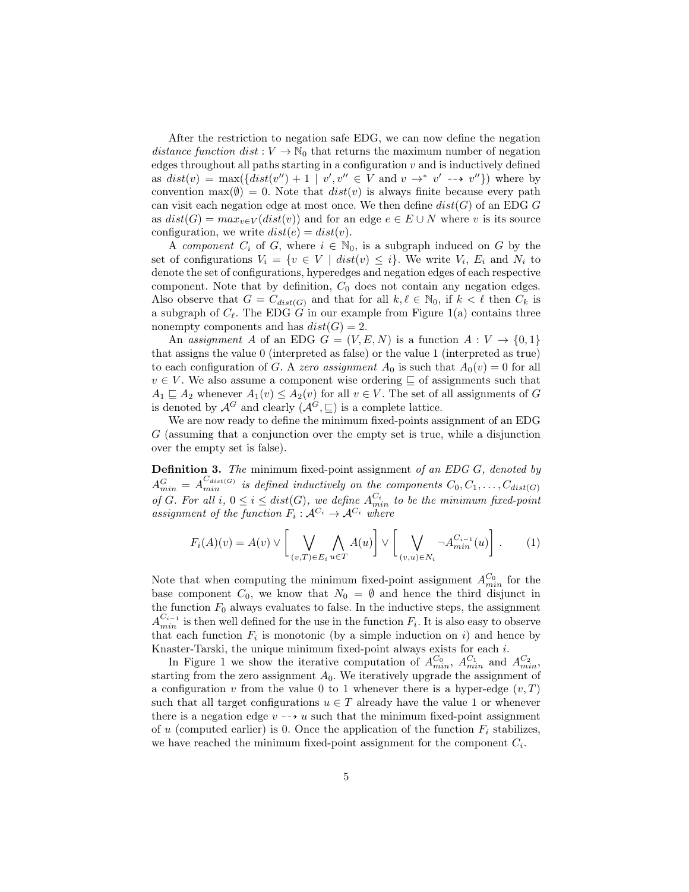After the restriction to negation safe EDG, we can now define the negation *distance function* $dist : V \to \mathbb{N}_0$ that returns the maximum number of negation edges throughout all paths starting in a configuration $v$ and is inductively defined as $dist(v) = \max(\{dist(v'') + 1 \mid v', v'' \in V \text{ and } v \to^* v' \dashrightarrow v''\})$ where by convention $\max(\emptyset) = 0$. Note that $dist(v)$ is always finite because every path can visit each negation edge at most once. We then define $dist(G)$ of an EDG $G$ as $dist(G) = max_{v \in V}(dist(v))$ and for an edge $e \in E \cup N$ where $v$ is its source configuration, we write $dist(e) = dist(v)$.

A *component* $C_i$ of $G$, where $i \in \mathbb{N}_0$, is a subgraph induced on $G$ by the set of configurations $V_i = \{v \in V \mid dist(v) \leq i\}$. We write $V_i$, $E_i$ and $N_i$ to denote the set of configurations, hyperedges and negation edges of each respective component. Note that by definition, $C_0$ does not contain any negation edges. Also observe that $G = C_{dist(G)}$ and that for all $k, \ell \in \mathbb{N}_0$, if $k < \ell$ then $C_k$ is a subgraph of $C_\ell$. The EDG $G$ in our example from Figure 1(a) contains three nonempty components and has $dist(G) = 2$.

An *assignment* $A$ of an EDG $G = (V, E, N)$ is a function $A : V \to \{0, 1\}$ that assigns the value 0 (interpreted as false) or the value 1 (interpreted as true) to each configuration of $G$. A *zero assignment* $A_0$ is such that $A_0(v) = 0$ for all $v \in V$. We also assume a component wise ordering $\sqsubseteq$ of assignments such that $A_1 \sqsubseteq A_2$ whenever $A_1(v) \leq A_2(v)$ for all $v \in V$. The set of all assignments of $G$ is denoted by $\mathcal{A}^G$ and clearly $(\mathcal{A}^G, \sqsubseteq)$ is a complete lattice.

We are now ready to define the minimum fixed-points assignment of an EDG $G$ (assuming that a conjunction over the empty set is true, while a disjunction over the empty set is false).

**Definition 3.** *The* minimum fixed-point assignment *of an EDG $G$, denoted by $A^G_{min} = A^{C_{dist(G)}}_{min}$ is defined inductively on the components $C_0, C_1, \ldots, C_{dist(G)}$ of $G$. For all $i$, $0 \leq i \leq dist(G)$, we define $A^{C_i}_{min}$ to be the minimum fixed-point assignment of the function $F_i : \mathcal{A}^{C_i} \to \mathcal{A}^{C_i}$ where*

$$F_i(A)(v) = A(v) \vee \left[ \bigvee_{(v,T) \in E_i} \bigwedge_{u \in T} A(u) \right] \vee \left[ \bigvee_{(v,u) \in N_i} \neg A^{C_{i-1}}_{min}(u) \right] . \qquad (1)$$

Note that when computing the minimum fixed-point assignment $A^{C_0}_{min}$ for the base component $C_0$, we know that $N_0 = \emptyset$ and hence the third disjunct in the function $F_0$ always evaluates to false. In the inductive steps, the assignment $A^{C_{i-1}}_{min}$ is then well defined for the use in the function $F_i$. It is also easy to observe that each function $F_i$ is monotonic (by a simple induction on $i$) and hence by Knaster-Tarski, the unique minimum fixed-point always exists for each $i$.

In Figure 1 we show the iterative computation of $A^{C_0}_{min}$, $A^{C_1}_{min}$ and $A^{C_2}_{min}$, starting from the zero assignment $A_0$. We iteratively upgrade the assignment of a configuration $v$ from the value 0 to 1 whenever there is a hyper-edge $(v, T)$ such that all target configurations $u \in T$ already have the value 1 or whenever there is a negation edge $v \dashrightarrow u$ such that the minimum fixed-point assignment of $u$ (computed earlier) is 0. Once the application of the function $F_i$ stabilizes, we have reached the minimum fixed-point assignment for the component $C_i$.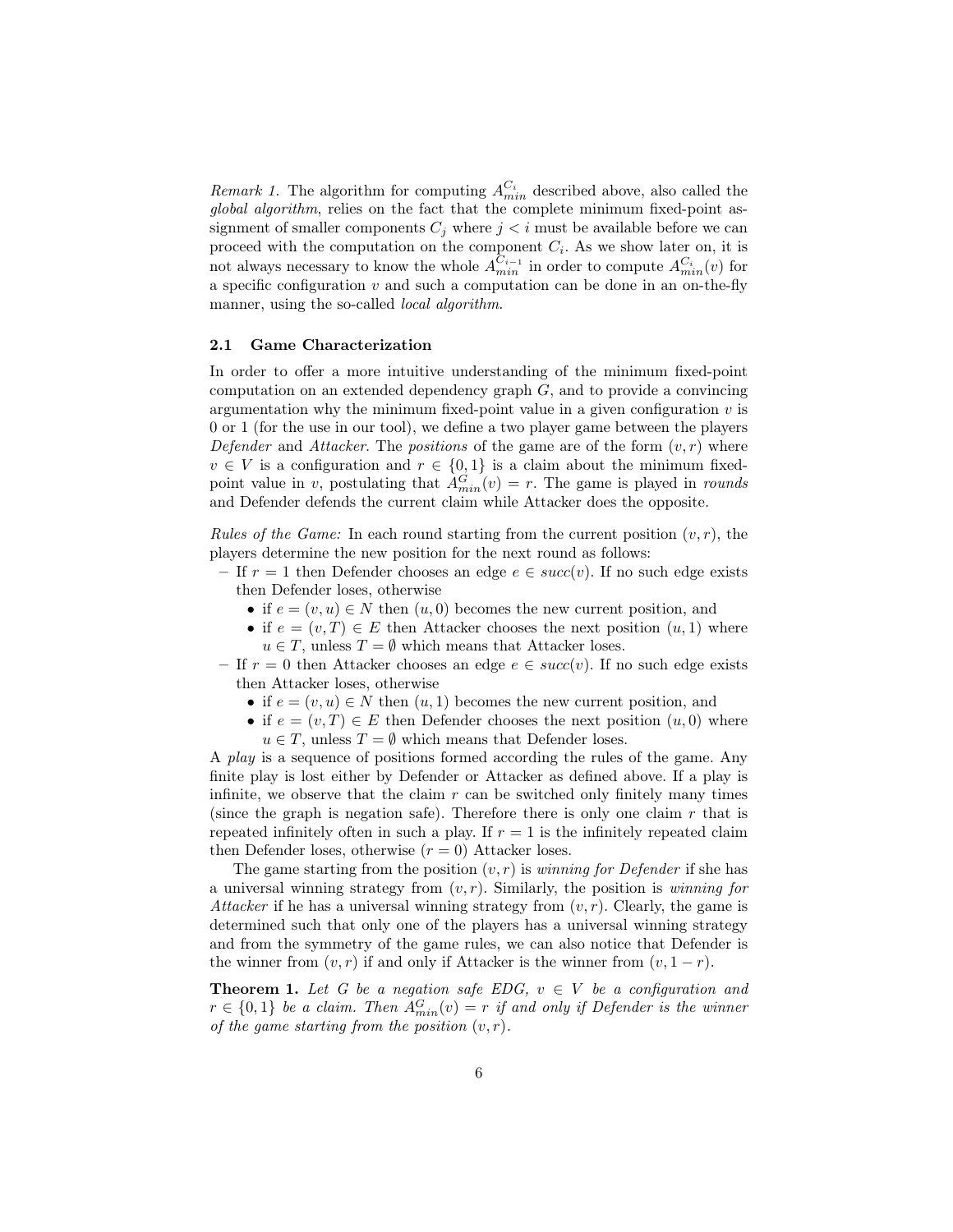*Remark 1.* The algorithm for computing $A_{min}^{C_i}$ described above, also called the *global algorithm*, relies on the fact that the complete minimum fixed-point assignment of smaller components $C_j$ where $j < i$ must be available before we can proceed with the computation on the component $C_i$. As we show later on, it is not always necessary to know the whole $A_{min}^{C_{i-1}}$ in order to compute $A_{min}^{C_i}(v)$ for a specific configuration $v$ and such a computation can be done in an on-the-fly manner, using the so-called *local algorithm*.

### 2.1 Game Characterization

In order to offer a more intuitive understanding of the minimum fixed-point computation on an extended dependency graph $G$, and to provide a convincing argumentation why the minimum fixed-point value in a given configuration $v$ is 0 or 1 (for the use in our tool), we define a two player game between the players *Defender* and *Attacker*. The *positions* of the game are of the form $(v, r)$ where $v \in V$ is a configuration and $r \in \{0, 1\}$ is a claim about the minimum fixed-point value in $v$, postulating that $A_{min}^{G}(v) = r$. The game is played in *rounds* and Defender defends the current claim while Attacker does the opposite.

*Rules of the Game:* In each round starting from the current position $(v, r)$, the players determine the new position for the next round as follows:

- If $r = 1$ then Defender chooses an edge $e \in succ(v)$. If no such edge exists then Defender loses, otherwise
  - if $e = (v, u) \in N$ then $(u, 0)$ becomes the new current position, and
  - if $e = (v, T) \in E$ then Attacker chooses the next position $(u, 1)$ where $u \in T$, unless $T = \emptyset$ which means that Attacker loses.
- If $r = 0$ then Attacker chooses an edge $e \in succ(v)$. If no such edge exists then Attacker loses, otherwise
  - if $e = (v, u) \in N$ then $(u, 1)$ becomes the new current position, and
  - if $e = (v, T) \in E$ then Defender chooses the next position $(u, 0)$ where $u \in T$, unless $T = \emptyset$ which means that Defender loses.

A *play* is a sequence of positions formed according the rules of the game. Any finite play is lost either by Defender or Attacker as defined above. If a play is infinite, we observe that the claim $r$ can be switched only finitely many times (since the graph is negation safe). Therefore there is only one claim $r$ that is repeated infinitely often in such a play. If $r = 1$ is the infinitely repeated claim then Defender loses, otherwise ($r = 0$) Attacker loses.

The game starting from the position $(v, r)$ is *winning for Defender* if she has a universal winning strategy from $(v, r)$. Similarly, the position is *winning for Attacker* if he has a universal winning strategy from $(v, r)$. Clearly, the game is determined such that only one of the players has a universal winning strategy and from the symmetry of the game rules, we can also notice that Defender is the winner from $(v, r)$ if and only if Attacker is the winner from $(v, 1 - r)$.

**Theorem 1.** *Let $G$ be a negation safe EDG, $v \in V$ be a configuration and $r \in \{0, 1\}$ be a claim. Then $A_{min}^{G}(v) = r$ if and only if Defender is the winner of the game starting from the position $(v, r)$.*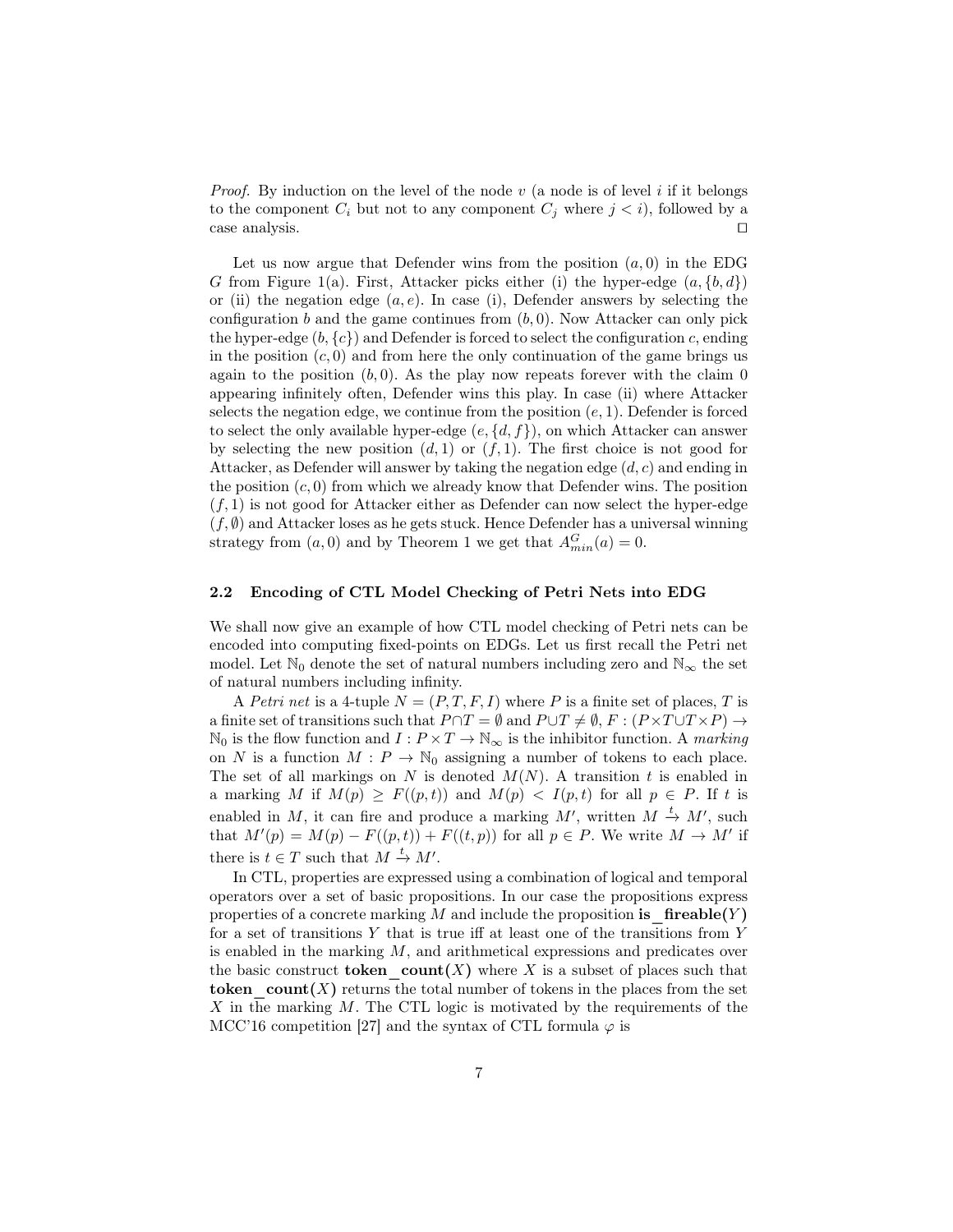*Proof.* By induction on the level of the node $v$ (a node is of level $i$ if it belongs to the component $C_i$ but not to any component $C_j$ where $j < i$), followed by a case analysis. ◻

Let us now argue that Defender wins from the position $(a, 0)$ in the EDG $G$ from Figure 1(a). First, Attacker picks either (i) the hyper-edge $(a, \{b, d\})$ or (ii) the negation edge $(a, e)$. In case (i), Defender answers by selecting the configuration $b$ and the game continues from $(b, 0)$. Now Attacker can only pick the hyper-edge $(b, \{c\})$ and Defender is forced to select the configuration $c$, ending in the position $(c, 0)$ and from here the only continuation of the game brings us again to the position $(b, 0)$. As the play now repeats forever with the claim 0 appearing infinitely often, Defender wins this play. In case (ii) where Attacker selects the negation edge, we continue from the position $(e, 1)$. Defender is forced to select the only available hyper-edge $(e, \{d, f\})$, on which Attacker can answer by selecting the new position $(d, 1)$ or $(f, 1)$. The first choice is not good for Attacker, as Defender will answer by taking the negation edge $(d, c)$ and ending in the position $(c, 0)$ from which we already know that Defender wins. The position $(f, 1)$ is not good for Attacker either as Defender can now select the hyper-edge $(f, \emptyset)$ and Attacker loses as he gets stuck. Hence Defender has a universal winning strategy from $(a, 0)$ and by Theorem 1 we get that $A^G_{min}(a) = 0$.

### 2.2 Encoding of CTL Model Checking of Petri Nets into EDG

We shall now give an example of how CTL model checking of Petri nets can be encoded into computing fixed-points on EDGs. Let us first recall the Petri net model. Let $\mathbb{N}_0$ denote the set of natural numbers including zero and $\mathbb{N}_\infty$ the set of natural numbers including infinity.

A *Petri net* is a 4-tuple $N = (P, T, F, I)$ where $P$ is a finite set of places, $T$ is a finite set of transitions such that $P \cap T = \emptyset$ and $P \cup T \neq \emptyset$, $F : (P \times T \cup T \times P) \to \mathbb{N}_0$ is the flow function and $I : P \times T \to \mathbb{N}_\infty$ is the inhibitor function. A *marking* on $N$ is a function $M : P \to \mathbb{N}_0$ assigning a number of tokens to each place. The set of all markings on $N$ is denoted $M(N)$. A transition $t$ is enabled in a marking $M$ if $M(p) \geq F((p, t))$ and $M(p) < I(p, t)$ for all $p \in P$. If $t$ is enabled in $M$, it can fire and produce a marking $M'$, written $M \xrightarrow{t} M'$, such that $M'(p) = M(p) - F((p, t)) + F((t, p))$ for all $p \in P$. We write $M \to M'$ if there is $t \in T$ such that $M \xrightarrow{t} M'$.

In CTL, properties are expressed using a combination of logical and temporal operators over a set of basic propositions. In our case the propositions express properties of a concrete marking $M$ and include the proposition **is_fireable(**$Y$**)** for a set of transitions $Y$ that is true iff at least one of the transitions from $Y$ is enabled in the marking $M$, and arithmetical expressions and predicates over the basic construct **token_count(**$X$**)** where $X$ is a subset of places such that **token_count(**$X$**)** returns the total number of tokens in the places from the set $X$ in the marking $M$. The CTL logic is motivated by the requirements of the MCC'16 competition [27] and the syntax of CTL formula $\varphi$ is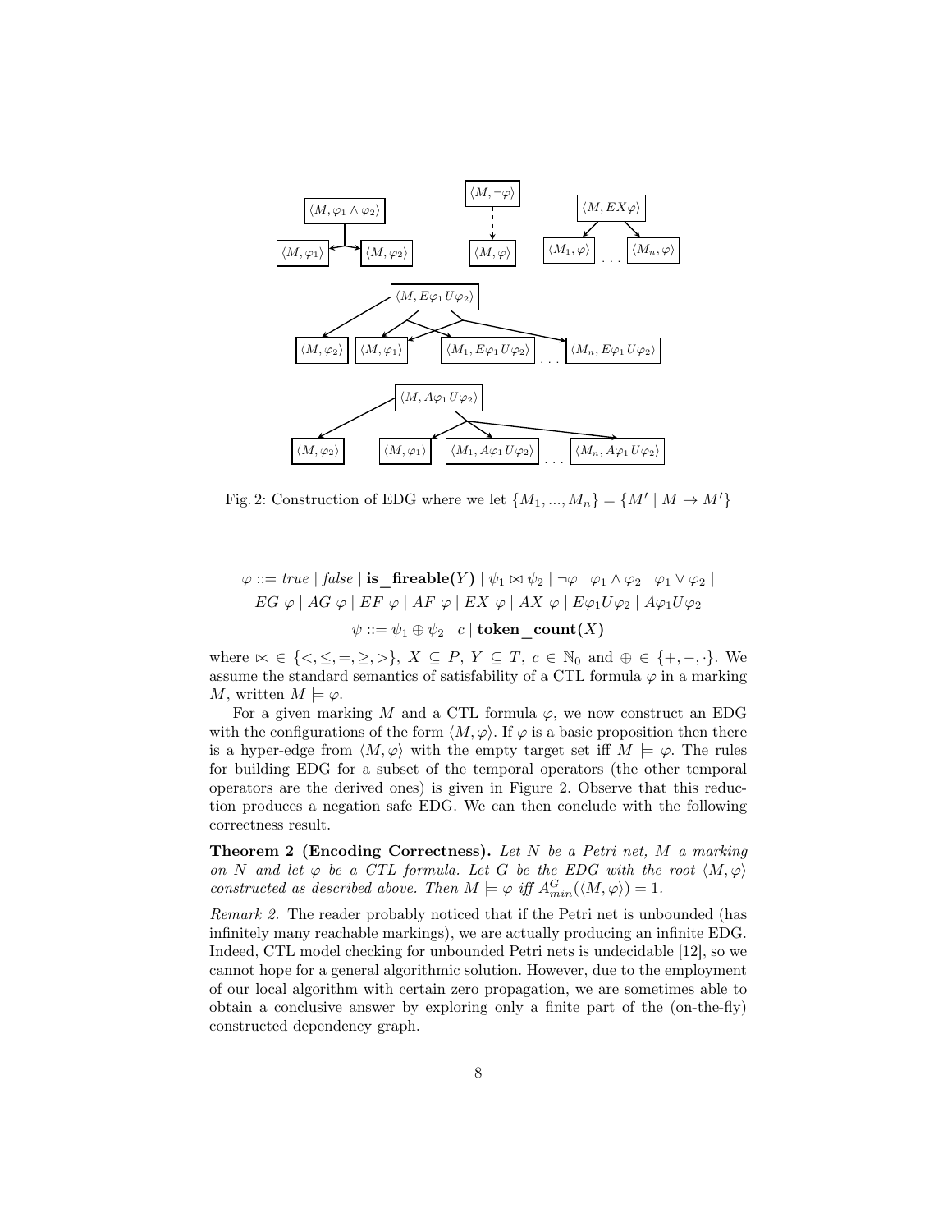Fig. 2: Construction of EDG where we let $\{M_1, ..., M_n\} = \{M' \mid M \to M'\}$

$$\varphi ::= true \mid false \mid \textbf{is\_fireable}(Y) \mid \psi_1 \bowtie \psi_2 \mid \neg\varphi \mid \varphi_1 \wedge \varphi_2 \mid \varphi_1 \vee \varphi_2 \mid$$
$$EG\ \varphi \mid AG\ \varphi \mid EF\ \varphi \mid AF\ \varphi \mid EX\ \varphi \mid AX\ \varphi \mid E\varphi_1 U \varphi_2 \mid A\varphi_1 U \varphi_2$$
$$\psi ::= \psi_1 \oplus \psi_2 \mid c \mid \textbf{token\_count}(X)$$

where $\bowtie\ \in \{<, \leq, =, \geq, >\}$, $X \subseteq P$, $Y \subseteq T$, $c \in \mathbb{N}_0$ and $\oplus \in \{+, -, \cdot\}$. We assume the standard semantics of satisfiability of a CTL formula $\varphi$ in a marking $M$, written $M \models \varphi$.

For a given marking $M$ and a CTL formula $\varphi$, we now construct an EDG with the configurations of the form $\langle M, \varphi\rangle$. If $\varphi$ is a basic proposition then there is a hyper-edge from $\langle M, \varphi\rangle$ with the empty target set iff $M \models \varphi$. The rules for building EDG for a subset of the temporal operators (the other temporal operators are the derived ones) is given in Figure 2. Observe that this reduction produces a negation safe EDG. We can then conclude with the following correctness result.

**Theorem 2 (Encoding Correctness).** *Let $N$ be a Petri net, $M$ a marking on $N$ and let $\varphi$ be a CTL formula. Let $G$ be the EDG with the root $\langle M, \varphi\rangle$ constructed as described above. Then $M \models \varphi$ iff $A^G_{min}(\langle M, \varphi\rangle) = 1$.*

*Remark 2.* The reader probably noticed that if the Petri net is unbounded (has infinitely many reachable markings), we are actually producing an infinite EDG. Indeed, CTL model checking for unbounded Petri nets is undecidable [12], so we cannot hope for a general algorithmic solution. However, due to the employment of our local algorithm with certain zero propagation, we are sometimes able to obtain a conclusive answer by exploring only a finite part of the (on-the-fly) constructed dependency graph.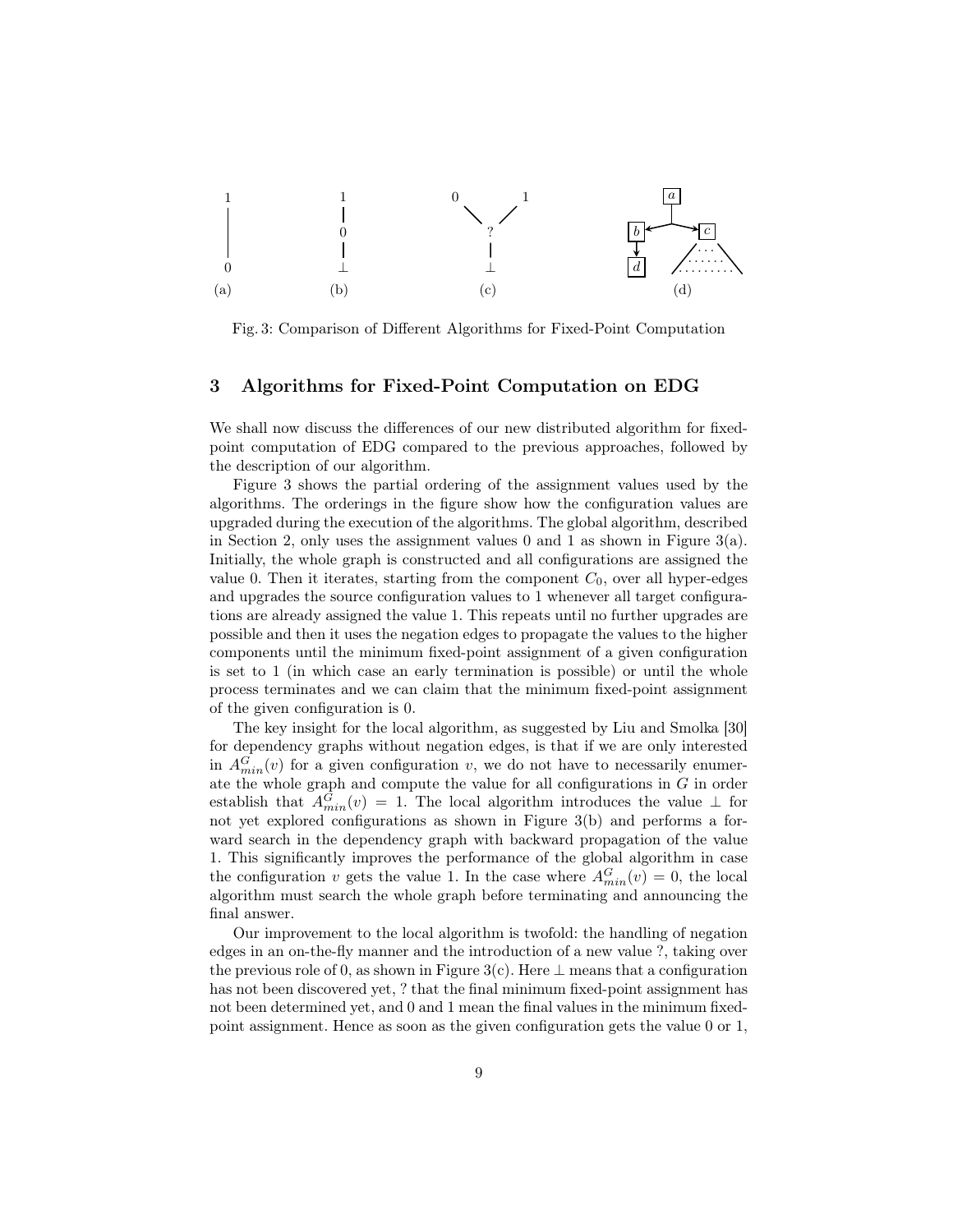Fig. 3: Comparison of Different Algorithms for Fixed-Point Computation

## 3 Algorithms for Fixed-Point Computation on EDG

We shall now discuss the differences of our new distributed algorithm for fixed-point computation of EDG compared to the previous approaches, followed by the description of our algorithm.

Figure 3 shows the partial ordering of the assignment values used by the algorithms. The orderings in the figure show how the configuration values are upgraded during the execution of the algorithms. The global algorithm, described in Section 2, only uses the assignment values 0 and 1 as shown in Figure 3(a). Initially, the whole graph is constructed and all configurations are assigned the value 0. Then it iterates, starting from the component $C_0$, over all hyper-edges and upgrades the source configuration values to 1 whenever all target configurations are already assigned the value 1. This repeats until no further upgrades are possible and then it uses the negation edges to propagate the values to the higher components until the minimum fixed-point assignment of a given configuration is set to 1 (in which case an early termination is possible) or until the whole process terminates and we can claim that the minimum fixed-point assignment of the given configuration is 0.

The key insight for the local algorithm, as suggested by Liu and Smolka [30] for dependency graphs without negation edges, is that if we are only interested in $A^G_{min}(v)$ for a given configuration $v$, we do not have to necessarily enumerate the whole graph and compute the value for all configurations in $G$ in order establish that $A^G_{min}(v) = 1$. The local algorithm introduces the value $\bot$ for not yet explored configurations as shown in Figure 3(b) and performs a forward search in the dependency graph with backward propagation of the value 1. This significantly improves the performance of the global algorithm in case the configuration $v$ gets the value 1. In the case where $A^G_{min}(v) = 0$, the local algorithm must search the whole graph before terminating and announcing the final answer.

Our improvement to the local algorithm is twofold: the handling of negation edges in an on-the-fly manner and the introduction of a new value ?, taking over the previous role of 0, as shown in Figure 3(c). Here $\bot$ means that a configuration has not been discovered yet, ? that the final minimum fixed-point assignment has not been determined yet, and 0 and 1 mean the final values in the minimum fixed-point assignment. Hence as soon as the given configuration gets the value 0 or 1,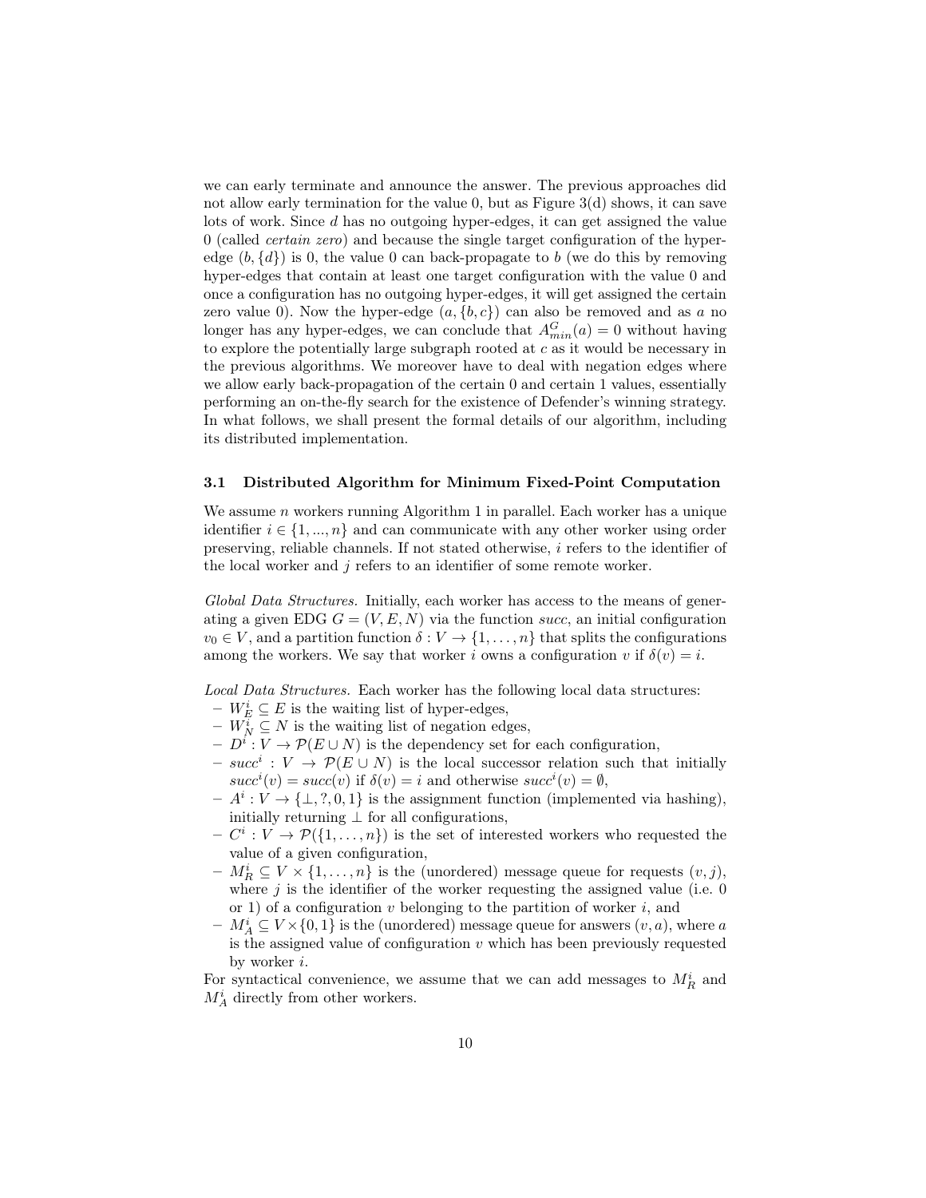we can early terminate and announce the answer. The previous approaches did not allow early termination for the value 0, but as Figure 3(d) shows, it can save lots of work. Since $d$ has no outgoing hyper-edges, it can get assigned the value 0 (called *certain zero*) and because the single target configuration of the hyper-edge $(b, \{d\})$ is 0, the value 0 can back-propagate to $b$ (we do this by removing hyper-edges that contain at least one target configuration with the value 0 and once a configuration has no outgoing hyper-edges, it will get assigned the certain zero value 0). Now the hyper-edge $(a, \{b, c\})$ can also be removed and as $a$ no longer has any hyper-edges, we can conclude that $A^G_{min}(a) = 0$ without having to explore the potentially large subgraph rooted at $c$ as it would be necessary in the previous algorithms. We moreover have to deal with negation edges where we allow early back-propagation of the certain 0 and certain 1 values, essentially performing an on-the-fly search for the existence of Defender's winning strategy. In what follows, we shall present the formal details of our algorithm, including its distributed implementation.

### 3.1 Distributed Algorithm for Minimum Fixed-Point Computation

We assume $n$ workers running Algorithm 1 in parallel. Each worker has a unique identifier $i \in \{1, ..., n\}$ and can communicate with any other worker using order preserving, reliable channels. If not stated otherwise, $i$ refers to the identifier of the local worker and $j$ refers to an identifier of some remote worker.

*Global Data Structures.* Initially, each worker has access to the means of generating a given EDG $G = (V, E, N)$ via the function *succ*, an initial configuration $v_0 \in V$, and a partition function $\delta : V \to \{1, \ldots, n\}$ that splits the configurations among the workers. We say that worker $i$ owns a configuration $v$ if $\delta(v) = i$.

*Local Data Structures.* Each worker has the following local data structures:

- $W^i_E \subseteq E$ is the waiting list of hyper-edges,
- $W^i_N \subseteq N$ is the waiting list of negation edges,
- $D^i : V \to \mathcal{P}(E \cup N)$ is the dependency set for each configuration,
- $succ^i : V \to \mathcal{P}(E \cup N)$ is the local successor relation such that initially $succ^i(v) = succ(v)$ if $\delta(v) = i$ and otherwise $succ^i(v) = \emptyset$,
- $A^i : V \to \{\bot, ?, 0, 1\}$ is the assignment function (implemented via hashing), initially returning $\bot$ for all configurations,
- $C^i : V \to \mathcal{P}(\{1, \ldots, n\})$ is the set of interested workers who requested the value of a given configuration,
- $M^i_R \subseteq V \times \{1, \ldots, n\}$ is the (unordered) message queue for requests $(v, j)$, where $j$ is the identifier of the worker requesting the assigned value (i.e. 0 or 1) of a configuration $v$ belonging to the partition of worker $i$, and
- $M^i_A \subseteq V \times \{0, 1\}$ is the (unordered) message queue for answers $(v, a)$, where $a$ is the assigned value of configuration $v$ which has been previously requested by worker $i$.

For syntactical convenience, we assume that we can add messages to $M^i_R$ and $M^i_A$ directly from other workers.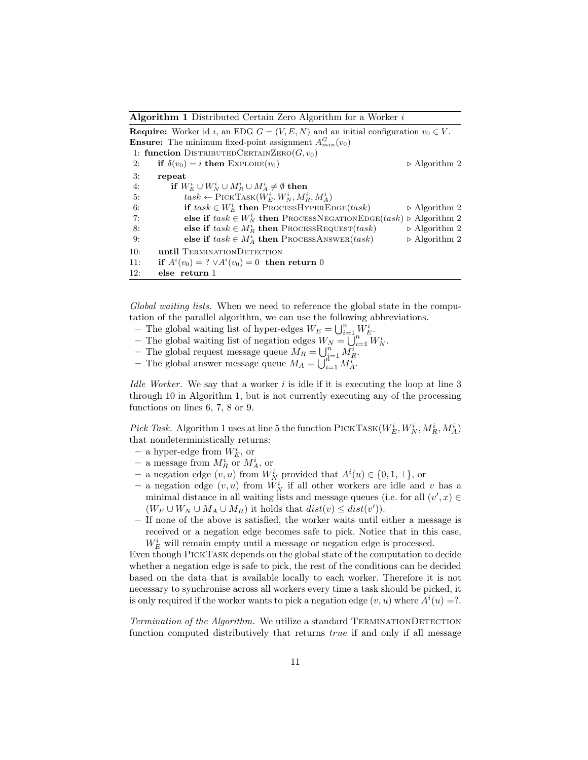**Algorithm 1** Distributed Certain Zero Algorithm for a Worker $i$

**Require:** Worker id $i$, an EDG $G = (V, E, N)$ and an initial configuration $v_0 \in V$.
**Ensure:** The minimum fixed-point assignment $A^G_{min}(v_0)$

```
 1: function DistributedCertainZero(G, v0)
 2:     if δ(v0) = i then Explore(v0)                              ▷ Algorithm 2
 3:     repeat
 4:         if W_E^i ∪ W_N^i ∪ M_R^i ∪ M_A^i ≠ ∅ then
 5:             task ← PickTask(W_E^i, W_N^i, M_R^i, M_A^i)
 6:             if task ∈ W_E^i then ProcessHyperEdge(task)         ▷ Algorithm 2
 7:             else if task ∈ W_N^i then ProcessNegationEdge(task) ▷ Algorithm 2
 8:             else if task ∈ M_R^i then ProcessRequest(task)      ▷ Algorithm 2
 9:             else if task ∈ M_A^i then ProcessAnswer(task)       ▷ Algorithm 2
10:     until TerminationDetection
11:     if A^i(v0) = ? ∨ A^i(v0) = 0 then return 0
12:     else return 1
```

*Global waiting lists.* When we need to reference the global state in the computation of the parallel algorithm, we can use the following abbreviations.

- The global waiting list of hyper-edges $W_E = \bigcup_{i=1}^{n} W_E^i$.
- The global waiting list of negation edges $W_N = \bigcup_{i=1}^{n} W_N^i$.
- The global request message queue $M_R = \bigcup_{i=1}^{n} M_R^i$.
- The global answer message queue $M_A = \bigcup_{i=1}^{n} M_A^i$.

*Idle Worker.* We say that a worker $i$ is idle if it is executing the loop at line 3 through 10 in Algorithm 1, but is not currently executing any of the processing functions on lines 6, 7, 8 or 9.

*Pick Task.* Algorithm 1 uses at line 5 the function PickTask($W_E^i, W_N^i, M_R^i, M_A^i$) that nondeterministically returns:

- a hyper-edge from $W_E^i$, or
- a message from $M_R^i$ or $M_A^i$, or
- a negation edge $(v, u)$ from $W_N^i$ provided that $A^i(u) \in \{0, 1, \bot\}$, or
- a negation edge $(v, u)$ from $W_N^i$ if all other workers are idle and $v$ has a minimal distance in all waiting lists and message queues (i.e. for all $(v', x) \in (W_E \cup W_N \cup M_A \cup M_R)$ it holds that $dist(v) \leq dist(v')$).
- If none of the above is satisfied, the worker waits until either a message is received or a negation edge becomes safe to pick. Notice that in this case, $W_E^i$ will remain empty until a message or negation edge is processed.

Even though PickTask depends on the global state of the computation to decide whether a negation edge is safe to pick, the rest of the conditions can be decided based on the data that is available locally to each worker. Therefore it is not necessary to synchronise across all workers every time a task should be picked, it is only required if the worker wants to pick a negation edge $(v, u)$ where $A^i(u) = ?$.

*Termination of the Algorithm.* We utilize a standard TerminationDetection function computed distributively that returns *true* if and only if all message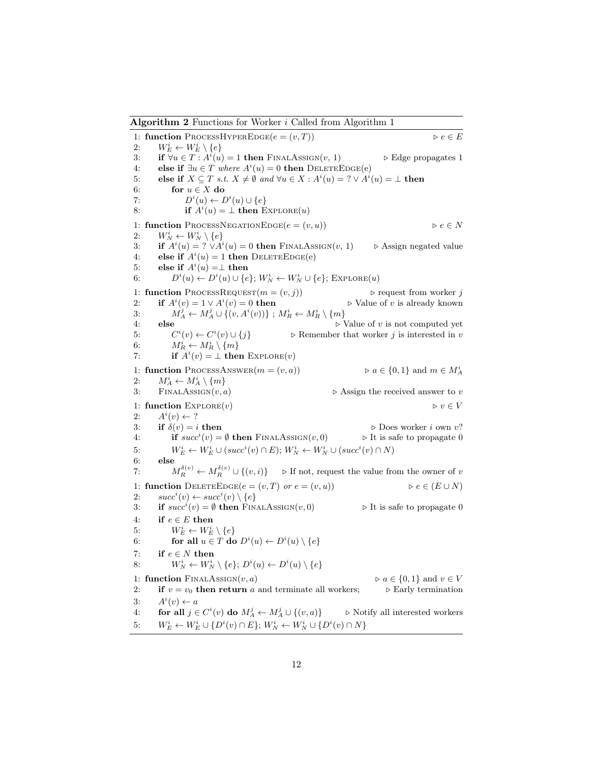**Algorithm 2** Functions for Worker $i$ Called from Algorithm 1

1: **function** ProcessHyperEdge($e = (v, T)$) ▷ $e \in E$
2: $\quad W_E^i \leftarrow W_E^i \setminus \{e\}$
3: $\quad$ **if** $\forall u \in T : A^i(u) = 1$ **then** FinalAssign($v$, 1) ▷ Edge propagates 1
4: $\quad$ **else if** $\exists u \in T$ *where* $A^i(u) = 0$ **then** DeleteEdge(e)
5: $\quad$ **else if** $X \subseteq T$ *s.t.* $X \neq \emptyset$ *and* $\forall u \in X : A^i(u) = ? \vee A^i(u) = \perp$ **then**
6: $\quad\quad$ **for** $u \in X$ **do**
7: $\quad\quad\quad D^i(u) \leftarrow D^i(u) \cup \{e\}$
8: $\quad\quad\quad$ **if** $A^i(u) = \perp$ **then** Explore($u$)

1: **function** ProcessNegationEdge($e = (v, u)$) ▷ $e \in N$
2: $\quad W_N^i \leftarrow W_N^i \setminus \{e\}$
3: $\quad$ **if** $A^i(u) = ? \vee A^i(u) = 0$ **then** FinalAssign($v$, 1) ▷ Assign negated value
4: $\quad$ **else if** $A^i(u) = 1$ **then** DeleteEdge(e)
5: $\quad$ **else if** $A^i(u) = \perp$ **then**
6: $\quad\quad D^i(u) \leftarrow D^i(u) \cup \{e\}$; $W_N^i \leftarrow W_N^i \cup \{e\}$; Explore($u$)

1: **function** ProcessRequest($m = (v, j)$) ▷ request from worker $j$
2: $\quad$ **if** $A^i(v) = 1 \vee A^i(v) = 0$ **then** ▷ Value of $v$ is already known
3: $\quad\quad M_A^j \leftarrow M_A^j \cup \{(v, A^i(v))\}$ ; $M_R^i \leftarrow M_R^i \setminus \{m\}$
4: $\quad$ **else** ▷ Value of $v$ is not computed yet
5: $\quad\quad C^i(v) \leftarrow C^i(v) \cup \{j\}$ ▷ Remember that worker $j$ is interested in $v$
6: $\quad\quad M_R^i \leftarrow M_R^i \setminus \{m\}$
7: $\quad\quad$ **if** $A^i(v) = \perp$ **then** Explore($v$)

1: **function** ProcessAnswer($m = (v, a)$) ▷ $a \in \{0, 1\}$ and $m \in M_A^i$
2: $\quad M_A^i \leftarrow M_A^i \setminus \{m\}$
3: $\quad$ FinalAssign($v, a$) ▷ Assign the received answer to $v$

1: **function** Explore($v$) ▷ $v \in V$
2: $\quad A^i(v) \leftarrow ?$
3: $\quad$ **if** $\delta(v) = i$ **then** ▷ Does worker $i$ own $v$?
4: $\quad\quad$ **if** $succ^i(v) = \emptyset$ **then** FinalAssign($v$, 0) ▷ It is safe to propagate 0
5: $\quad\quad W_E^i \leftarrow W_E^i \cup (succ^i(v) \cap E)$; $W_N^i \leftarrow W_N^i \cup (succ^i(v) \cap N)$
6: $\quad$ **else**
7: $\quad\quad M_R^{\delta(v)} \leftarrow M_R^{\delta(v)} \cup \{(v, i)\}$ ▷ If not, request the value from the owner of $v$

1: **function** DeleteEdge($e = (v, T)$ *or* $e = (v, u)$) ▷ $e \in (E \cup N)$
2: $\quad succ^i(v) \leftarrow succ^i(v) \setminus \{e\}$
3: $\quad$ **if** $succ^i(v) = \emptyset$ **then** FinalAssign($v$, 0) ▷ It is safe to propagate 0
4: $\quad$ **if** $e \in E$ **then**
5: $\quad\quad W_E^i \leftarrow W_E^i \setminus \{e\}$
6: $\quad\quad$ **for all** $u \in T$ **do** $D^i(u) \leftarrow D^i(u) \setminus \{e\}$
7: $\quad$ **if** $e \in N$ **then**
8: $\quad\quad W_N^i \leftarrow W_N^i \setminus \{e\}$; $D^i(u) \leftarrow D^i(u) \setminus \{e\}$

1: **function** FinalAssign($v, a$) ▷ $a \in \{0, 1\}$ and $v \in V$
2: $\quad$ **if** $v = v_0$ **then return** $a$ and terminate all workers; ▷ Early termination
3: $\quad A^i(v) \leftarrow a$
4: $\quad$ **for all** $j \in C^i(v)$ **do** $M_A^j \leftarrow M_A^j \cup \{(v, a)\}$ ▷ Notify all interested workers
5: $\quad W_E^i \leftarrow W_E^i \cup \{D^i(v) \cap E\}$; $W_N^i \leftarrow W_N^i \cup \{D^i(v) \cap N\}$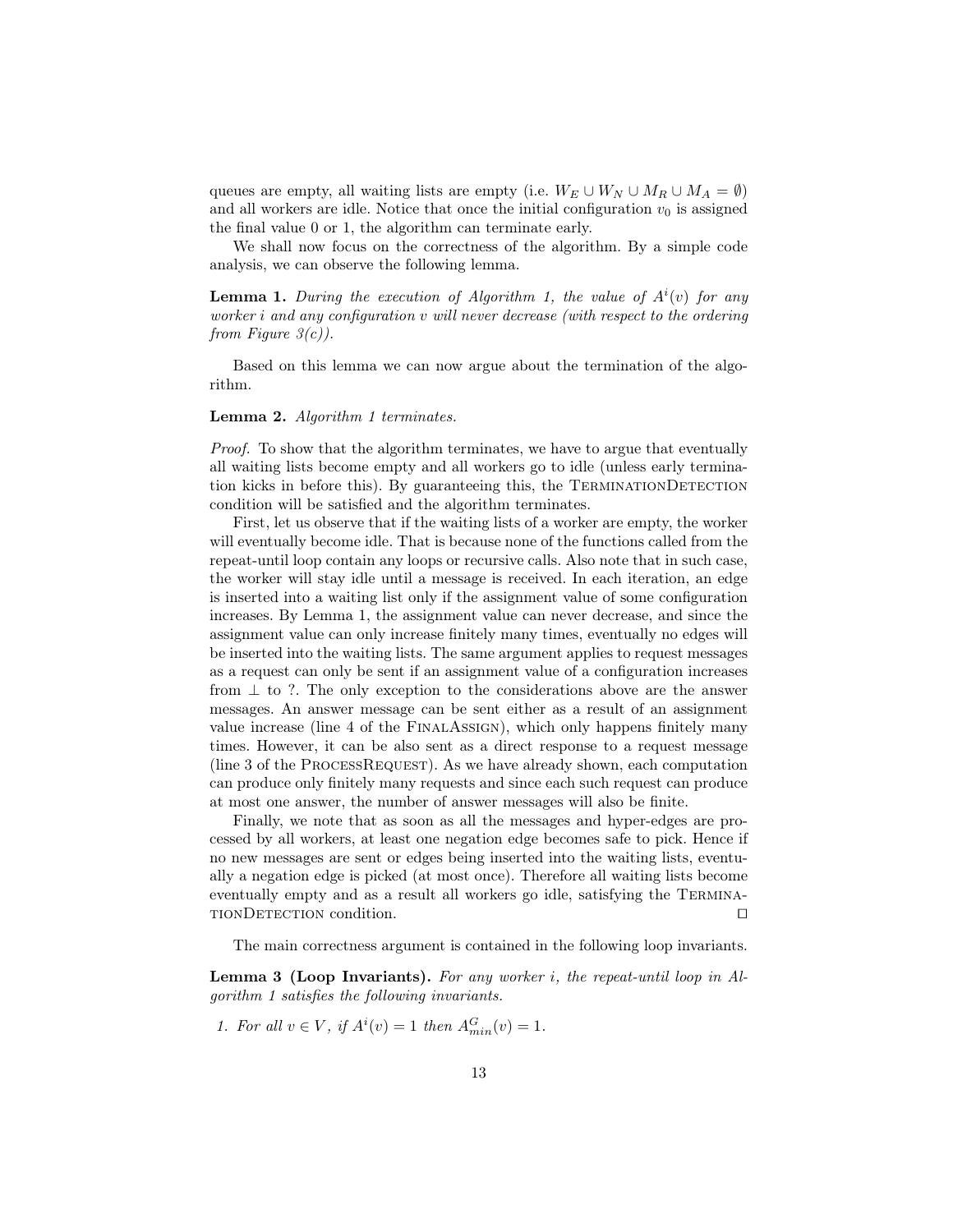queues are empty, all waiting lists are empty (i.e. $W_E \cup W_N \cup M_R \cup M_A = \emptyset$) and all workers are idle. Notice that once the initial configuration $v_0$ is assigned the final value 0 or 1, the algorithm can terminate early.

We shall now focus on the correctness of the algorithm. By a simple code analysis, we can observe the following lemma.

**Lemma 1.** *During the execution of Algorithm 1, the value of $A^i(v)$ for any worker $i$ and any configuration $v$ will never decrease (with respect to the ordering from Figure 3(c)).*

Based on this lemma we can now argue about the termination of the algorithm.

**Lemma 2.** *Algorithm 1 terminates.*

*Proof.* To show that the algorithm terminates, we have to argue that eventually all waiting lists become empty and all workers go to idle (unless early termination kicks in before this). By guaranteeing this, the TerminationDetection condition will be satisfied and the algorithm terminates.

First, let us observe that if the waiting lists of a worker are empty, the worker will eventually become idle. That is because none of the functions called from the repeat-until loop contain any loops or recursive calls. Also note that in such case, the worker will stay idle until a message is received. In each iteration, an edge is inserted into a waiting list only if the assignment value of some configuration increases. By Lemma 1, the assignment value can never decrease, and since the assignment value can only increase finitely many times, eventually no edges will be inserted into the waiting lists. The same argument applies to request messages as a request can only be sent if an assignment value of a configuration increases from $\perp$ to ?. The only exception to the considerations above are the answer messages. An answer message can be sent either as a result of an assignment value increase (line 4 of the FinalAssign), which only happens finitely many times. However, it can be also sent as a direct response to a request message (line 3 of the ProcessRequest). As we have already shown, each computation can produce only finitely many requests and since each such request can produce at most one answer, the number of answer messages will also be finite.

Finally, we note that as soon as all the messages and hyper-edges are processed by all workers, at least one negation edge becomes safe to pick. Hence if no new messages are sent or edges being inserted into the waiting lists, eventually a negation edge is picked (at most once). Therefore all waiting lists become eventually empty and as a result all workers go idle, satisfying the TerminationDetection condition. ◻

The main correctness argument is contained in the following loop invariants.

**Lemma 3 (Loop Invariants).** *For any worker $i$, the repeat-until loop in Algorithm 1 satisfies the following invariants.*

1. *For all $v \in V$, if $A^i(v) = 1$ then $A^G_{min}(v) = 1$.*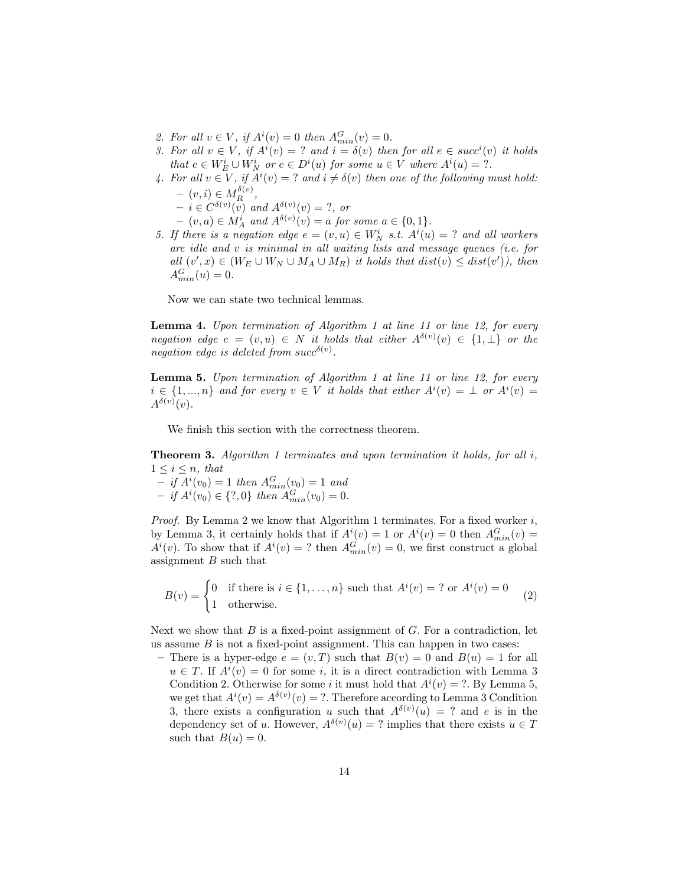2. *For all $v \in V$, if $A^i(v) = 0$ then $A^G_{min}(v) = 0$.*
3. *For all $v \in V$, if $A^i(v) = ?$ and $i = \delta(v)$ then for all $e \in succ^i(v)$ it holds that $e \in W^i_E \cup W^i_N$ or $e \in D^i(u)$ for some $u \in V$ where $A^i(u) = ?$.*
4. *For all $v \in V$, if $A^i(v) = ?$ and $i \neq \delta(v)$ then one of the following must hold:*
   - *$(v, i) \in M^{\delta(v)}_R$,*
   - *$i \in C^{\delta(v)}(v)$ and $A^{\delta(v)}(v) = ?$, or*
   - *$(v, a) \in M^i_A$ and $A^{\delta(v)}(v) = a$ for some $a \in \{0, 1\}$.*
5. *If there is a negation edge $e = (v, u) \in W^i_N$ s.t. $A^i(u) = ?$ and all workers are idle and $v$ is minimal in all waiting lists and message queues (i.e. for all $(v', x) \in (W_E \cup W_N \cup M_A \cup M_R)$ it holds that $dist(v) \leq dist(v')$), then $A^G_{min}(u) = 0$.*

Now we can state two technical lemmas.

**Lemma 4.** *Upon termination of Algorithm 1 at line 11 or line 12, for every negation edge $e = (v, u) \in N$ it holds that either $A^{\delta(v)}(v) \in \{1, \perp\}$ or the negation edge is deleted from $succ^{\delta(v)}$.*

**Lemma 5.** *Upon termination of Algorithm 1 at line 11 or line 12, for every $i \in \{1, ..., n\}$ and for every $v \in V$ it holds that either $A^i(v) = \perp$ or $A^i(v) = A^{\delta(v)}(v)$.*

We finish this section with the correctness theorem.

**Theorem 3.** *Algorithm 1 terminates and upon termination it holds, for all $i$, $1 \leq i \leq n$, that*
- *if $A^i(v_0) = 1$ then $A^G_{min}(v_0) = 1$ and*
- *if $A^i(v_0) \in \{?, 0\}$ then $A^G_{min}(v_0) = 0$.*

*Proof.* By Lemma 2 we know that Algorithm 1 terminates. For a fixed worker $i$, by Lemma 3, it certainly holds that if $A^i(v) = 1$ or $A^i(v) = 0$ then $A^G_{min}(v) = A^i(v)$. To show that if $A^i(v) = ?$ then $A^G_{min}(v) = 0$, we first construct a global assignment $B$ such that

$$B(v) = \begin{cases} 0 & \text{if there is } i \in \{1, \ldots, n\} \text{ such that } A^i(v) = ? \text{ or } A^i(v) = 0 \\ 1 & \text{otherwise.} \end{cases} \tag{2}$$

Next we show that $B$ is a fixed-point assignment of $G$. For a contradiction, let us assume $B$ is not a fixed-point assignment. This can happen in two cases:

- There is a hyper-edge $e = (v, T)$ such that $B(v) = 0$ and $B(u) = 1$ for all $u \in T$. If $A^i(v) = 0$ for some $i$, it is a direct contradiction with Lemma 3 Condition 2. Otherwise for some $i$ it must hold that $A^i(v) = ?$. By Lemma 5, we get that $A^i(v) = A^{\delta(v)}(v) = ?$. Therefore according to Lemma 3 Condition 3, there exists a configuration $u$ such that $A^{\delta(v)}(u) = ?$ and $e$ is in the dependency set of $u$. However, $A^{\delta(v)}(u) = ?$ implies that there exists $u \in T$ such that $B(u) = 0$.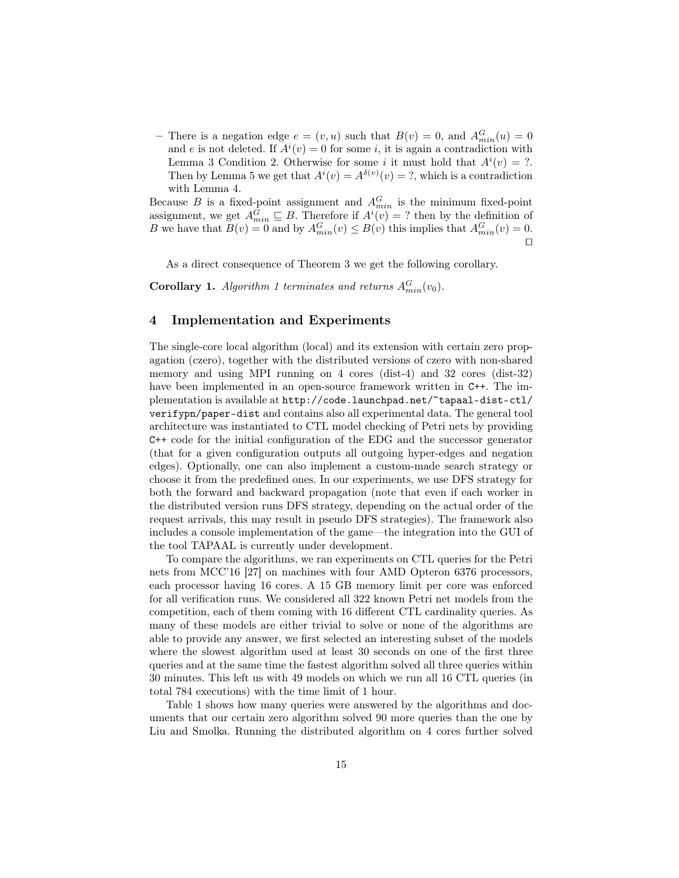- There is a negation edge $e = (v, u)$ such that $B(v) = 0$, and $A^G_{min}(u) = 0$ and $e$ is not deleted. If $A^i(v) = 0$ for some $i$, it is again a contradiction with Lemma 3 Condition 2. Otherwise for some $i$ it must hold that $A^i(v) = ?$. Then by Lemma 5 we get that $A^i(v) = A^{\delta(v)}(v) = ?$, which is a contradiction with Lemma 4.

Because $B$ is a fixed-point assignment and $A^G_{min}$ is the minimum fixed-point assignment, we get $A^G_{min} \sqsubseteq B$. Therefore if $A^i(v) = ?$ then by the definition of $B$ we have that $B(v) = 0$ and by $A^G_{min}(v) \leq B(v)$ this implies that $A^G_{min}(v) = 0$. ◻

As a direct consequence of Theorem 3 we get the following corollary.

**Corollary 1.** *Algorithm 1 terminates and returns* $A^G_{min}(v_0)$.

## 4 Implementation and Experiments

The single-core local algorithm (local) and its extension with certain zero propagation (czero), together with the distributed versions of czero with non-shared memory and using MPI running on 4 cores (dist-4) and 32 cores (dist-32) have been implemented in an open-source framework written in `C++`. The implementation is available at `http://code.launchpad.net/~tapaal-dist-ctl/verifypn/paper-dist` and contains also all experimental data. The general tool architecture was instantiated to CTL model checking of Petri nets by providing `C++` code for the initial configuration of the EDG and the successor generator (that for a given configuration outputs all outgoing hyper-edges and negation edges). Optionally, one can also implement a custom-made search strategy or choose it from the predefined ones. In our experiments, we use DFS strategy for both the forward and backward propagation (note that even if each worker in the distributed version runs DFS strategy, depending on the actual order of the request arrivals, this may result in pseudo DFS strategies). The framework also includes a console implementation of the game—the integration into the GUI of the tool TAPAAL is currently under development.

To compare the algorithms, we ran experiments on CTL queries for the Petri nets from MCC'16 [27] on machines with four AMD Opteron 6376 processors, each processor having 16 cores. A 15 GB memory limit per core was enforced for all verification runs. We considered all 322 known Petri net models from the competition, each of them coming with 16 different CTL cardinality queries. As many of these models are either trivial to solve or none of the algorithms are able to provide any answer, we first selected an interesting subset of the models where the slowest algorithm used at least 30 seconds on one of the first three queries and at the same time the fastest algorithm solved all three queries within 30 minutes. This left us with 49 models on which we run all 16 CTL queries (in total 784 executions) with the time limit of 1 hour.

Table 1 shows how many queries were answered by the algorithms and documents that our certain zero algorithm solved 90 more queries than the one by Liu and Smolka. Running the distributed algorithm on 4 cores further solved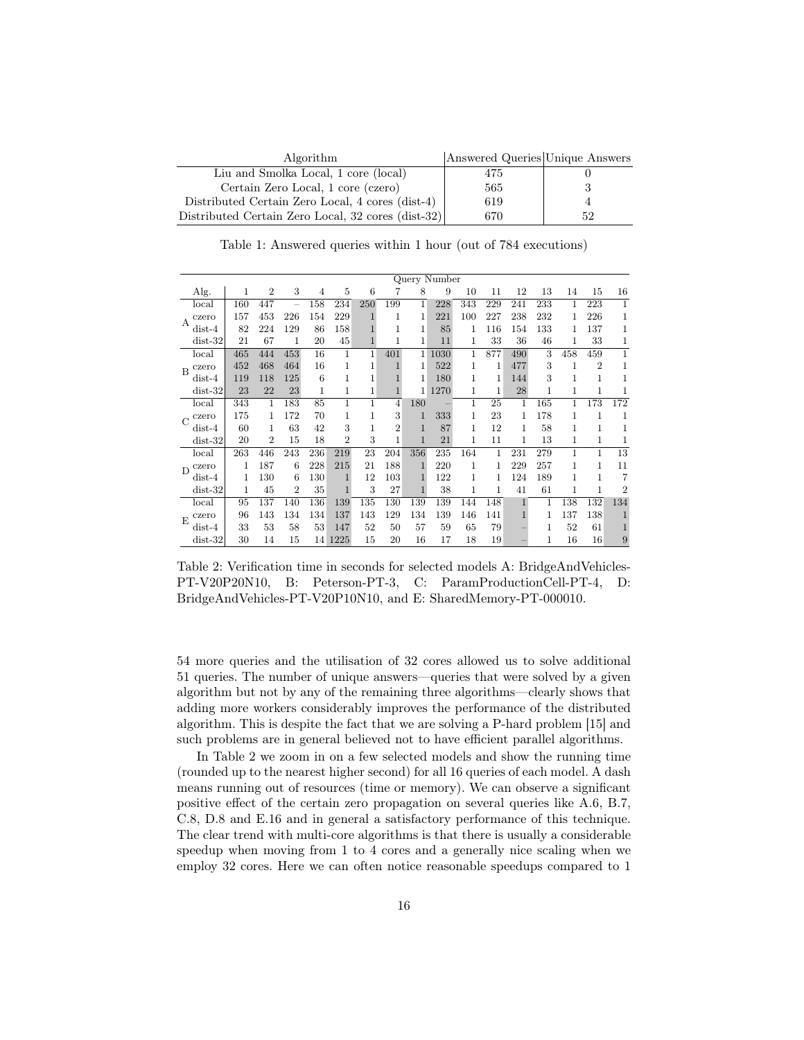| Algorithm | Answered Queries | Unique Answers |
|---|---|---|
| Liu and Smolka Local, 1 core (local) | 475 | 0 |
| Certain Zero Local, 1 core (czero) | 565 | 3 |
| Distributed Certain Zero Local, 4 cores (dist-4) | 619 | 4 |
| Distributed Certain Zero Local, 32 cores (dist-32) | 670 | 52 |

Table 1: Answered queries within 1 hour (out of 784 executions)

| | Alg. | 1 | 2 | 3 | 4 | 5 | 6 | 7 | 8 | 9 | 10 | 11 | 12 | 13 | 14 | 15 | 16 |
|---|---|---|---|---|---|---|---|---|---|---|---|---|---|---|---|---|---|
| A | local | 160 | 447 | – | 158 | 234 | 250 | 199 | 1 | 228 | 343 | 229 | 241 | 233 | 1 | 223 | 1 |
| | czero | 157 | 453 | 226 | 154 | 229 | 1 | 1 | 1 | 221 | 100 | 227 | 238 | 232 | 1 | 226 | 1 |
| | dist-4 | 82 | 224 | 129 | 86 | 158 | 1 | 1 | 1 | 85 | 1 | 116 | 154 | 133 | 1 | 137 | 1 |
| | dist-32 | 21 | 67 | 1 | 20 | 45 | 1 | 1 | 1 | 11 | 1 | 33 | 36 | 46 | 1 | 33 | 1 |
| B | local | 465 | 444 | 453 | 16 | 1 | 1 | 401 | 1 | 1030 | 1 | 877 | 490 | 3 | 458 | 459 | 1 |
| | czero | 452 | 468 | 464 | 16 | 1 | 1 | 1 | 1 | 522 | 1 | 1 | 477 | 3 | 1 | 2 | 1 |
| | dist-4 | 119 | 118 | 125 | 6 | 1 | 1 | 1 | 1 | 180 | 1 | 1 | 144 | 3 | 1 | 1 | 1 |
| | dist-32 | 23 | 22 | 23 | 1 | 1 | 1 | 1 | 1 | 1270 | 1 | 1 | 28 | 1 | 1 | 1 | 1 |
| C | local | 343 | 1 | 183 | 85 | 1 | 1 | 4 | 180 | – | 1 | 25 | 1 | 165 | 1 | 173 | 172 |
| | czero | 175 | 1 | 172 | 70 | 1 | 1 | 3 | 1 | 333 | 1 | 23 | 1 | 178 | 1 | 1 | 1 |
| | dist-4 | 60 | 1 | 63 | 42 | 3 | 1 | 2 | 1 | 87 | 1 | 12 | 1 | 58 | 1 | 1 | 1 |
| | dist-32 | 20 | 2 | 15 | 18 | 2 | 3 | 1 | 1 | 21 | 1 | 11 | 1 | 13 | 1 | 1 | 1 |
| D | local | 263 | 446 | 243 | 236 | 219 | 23 | 204 | 356 | 235 | 164 | 1 | 231 | 279 | 1 | 1 | 13 |
| | czero | 1 | 187 | 6 | 228 | 215 | 21 | 188 | 1 | 220 | 1 | 1 | 229 | 257 | 1 | 1 | 11 |
| | dist-4 | 1 | 130 | 6 | 130 | 1 | 12 | 103 | 1 | 122 | 1 | 1 | 124 | 189 | 1 | 1 | 7 |
| | dist-32 | 1 | 45 | 2 | 35 | 1 | 3 | 27 | 1 | 38 | 1 | 1 | 41 | 61 | 1 | 1 | 2 |
| E | local | 95 | 137 | 140 | 136 | 139 | 135 | 130 | 139 | 139 | 144 | 148 | 1 | 1 | 138 | 132 | 134 |
| | czero | 96 | 143 | 134 | 134 | 137 | 143 | 129 | 134 | 139 | 146 | 141 | 1 | 1 | 137 | 138 | 1 |
| | dist-4 | 33 | 53 | 58 | 53 | 147 | 52 | 50 | 57 | 59 | 65 | 79 | – | 1 | 52 | 61 | 1 |
| | dist-32 | 30 | 14 | 15 | 14 | 1225 | 15 | 20 | 16 | 17 | 18 | 19 | – | 1 | 16 | 16 | 9 |

Table 2: Verification time in seconds for selected models A: BridgeAndVehicles-PT-V20P20N10, B: Peterson-PT-3, C: ParamProductionCell-PT-4, D: BridgeAndVehicles-PT-V20P10N10, and E: SharedMemory-PT-000010.

54 more queries and the utilisation of 32 cores allowed us to solve additional 51 queries. The number of unique answers—queries that were solved by a given algorithm but not by any of the remaining three algorithms—clearly shows that adding more workers considerably improves the performance of the distributed algorithm. This is despite the fact that we are solving a P-hard problem [15] and such problems are in general believed not to have efficient parallel algorithms.

In Table 2 we zoom in on a few selected models and show the running time (rounded up to the nearest higher second) for all 16 queries of each model. A dash means running out of resources (time or memory). We can observe a significant positive effect of the certain zero propagation on several queries like A.6, B.7, C.8, D.8 and E.16 and in general a satisfactory performance of this technique. The clear trend with multi-core algorithms is that there is usually a considerable speedup when moving from 1 to 4 cores and a generally nice scaling when we employ 32 cores. Here we can often notice reasonable speedups compared to 1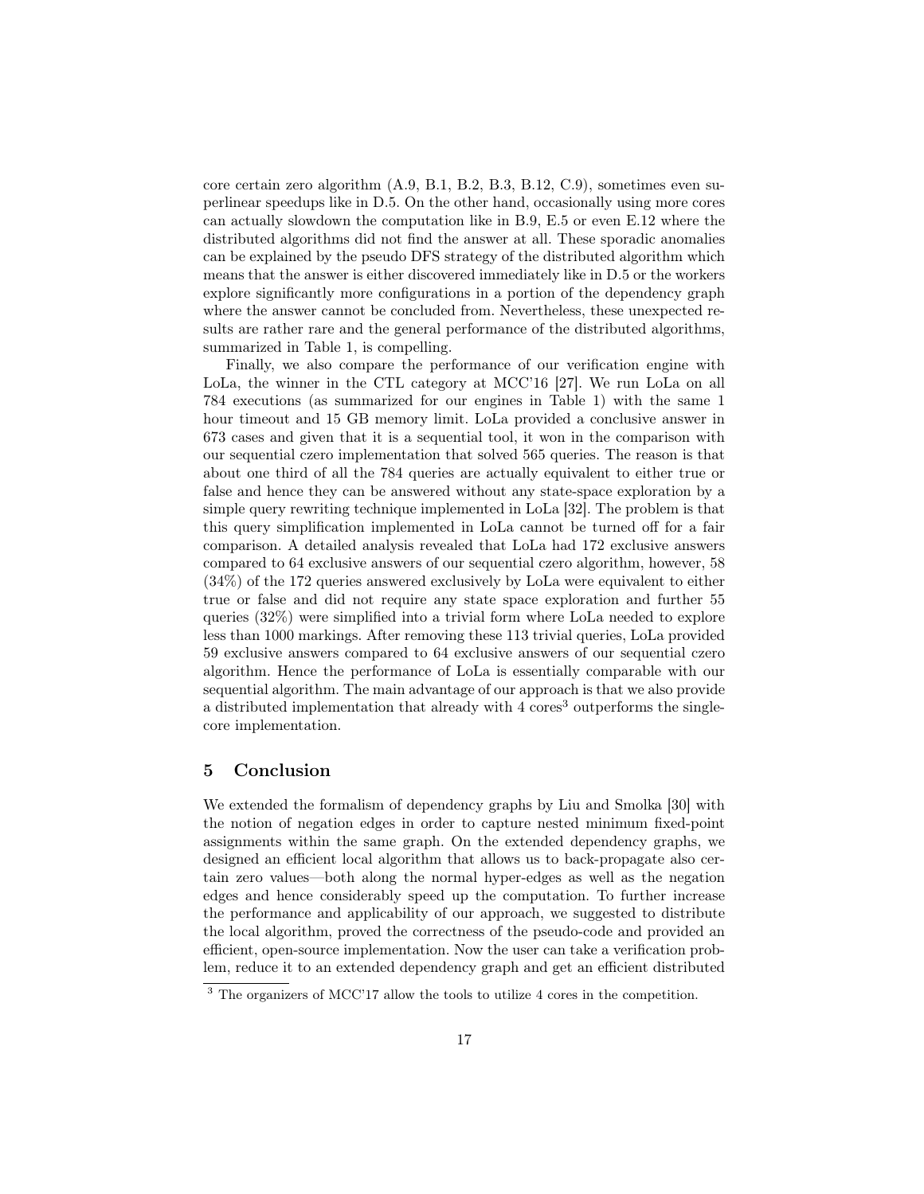core certain zero algorithm (A.9, B.1, B.2, B.3, B.12, C.9), sometimes even superlinear speedups like in D.5. On the other hand, occasionally using more cores can actually slowdown the computation like in B.9, E.5 or even E.12 where the distributed algorithms did not find the answer at all. These sporadic anomalies can be explained by the pseudo DFS strategy of the distributed algorithm which means that the answer is either discovered immediately like in D.5 or the workers explore significantly more configurations in a portion of the dependency graph where the answer cannot be concluded from. Nevertheless, these unexpected results are rather rare and the general performance of the distributed algorithms, summarized in Table 1, is compelling.

Finally, we also compare the performance of our verification engine with LoLa, the winner in the CTL category at MCC'16 [27]. We run LoLa on all 784 executions (as summarized for our engines in Table 1) with the same 1 hour timeout and 15 GB memory limit. LoLa provided a conclusive answer in 673 cases and given that it is a sequential tool, it won in the comparison with our sequential czero implementation that solved 565 queries. The reason is that about one third of all the 784 queries are actually equivalent to either true or false and hence they can be answered without any state-space exploration by a simple query rewriting technique implemented in LoLa [32]. The problem is that this query simplification implemented in LoLa cannot be turned off for a fair comparison. A detailed analysis revealed that LoLa had 172 exclusive answers compared to 64 exclusive answers of our sequential czero algorithm, however, 58 (34%) of the 172 queries answered exclusively by LoLa were equivalent to either true or false and did not require any state space exploration and further 55 queries (32%) were simplified into a trivial form where LoLa needed to explore less than 1000 markings. After removing these 113 trivial queries, LoLa provided 59 exclusive answers compared to 64 exclusive answers of our sequential czero algorithm. Hence the performance of LoLa is essentially comparable with our sequential algorithm. The main advantage of our approach is that we also provide a distributed implementation that already with 4 cores[3] outperforms the single-core implementation.

## 5 Conclusion

We extended the formalism of dependency graphs by Liu and Smolka [30] with the notion of negation edges in order to capture nested minimum fixed-point assignments within the same graph. On the extended dependency graphs, we designed an efficient local algorithm that allows us to back-propagate also certain zero values—both along the normal hyper-edges as well as the negation edges and hence considerably speed up the computation. To further increase the performance and applicability of our approach, we suggested to distribute the local algorithm, proved the correctness of the pseudo-code and provided an efficient, open-source implementation. Now the user can take a verification problem, reduce it to an extended dependency graph and get an efficient distributed

[3] The organizers of MCC'17 allow the tools to utilize 4 cores in the competition.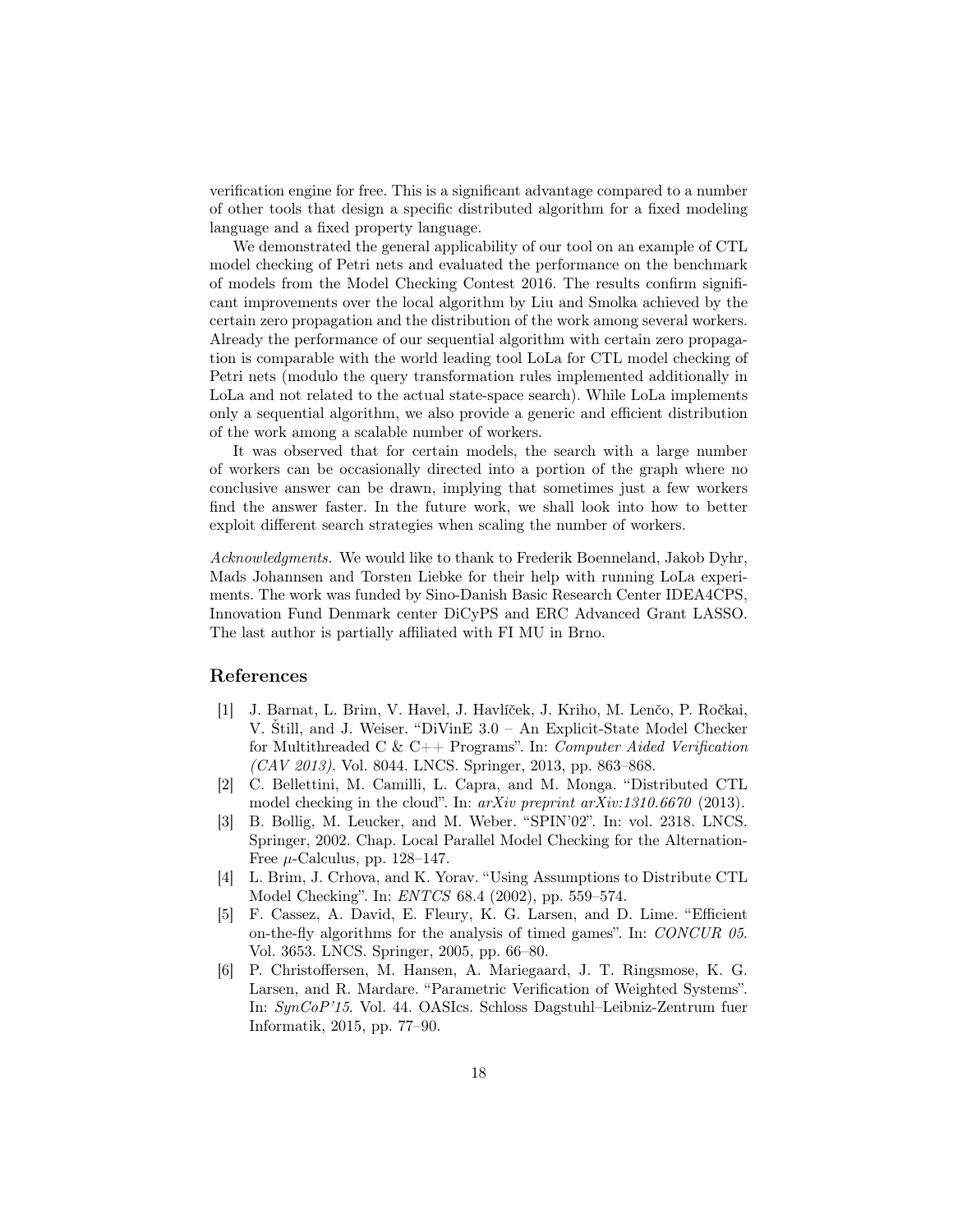verification engine for free. This is a significant advantage compared to a number of other tools that design a specific distributed algorithm for a fixed modeling language and a fixed property language.

We demonstrated the general applicability of our tool on an example of CTL model checking of Petri nets and evaluated the performance on the benchmark of models from the Model Checking Contest 2016. The results confirm significant improvements over the local algorithm by Liu and Smolka achieved by the certain zero propagation and the distribution of the work among several workers. Already the performance of our sequential algorithm with certain zero propagation is comparable with the world leading tool LoLa for CTL model checking of Petri nets (modulo the query transformation rules implemented additionally in LoLa and not related to the actual state-space search). While LoLa implements only a sequential algorithm, we also provide a generic and efficient distribution of the work among a scalable number of workers.

It was observed that for certain models, the search with a large number of workers can be occasionally directed into a portion of the graph where no conclusive answer can be drawn, implying that sometimes just a few workers find the answer faster. In the future work, we shall look into how to better exploit different search strategies when scaling the number of workers.

*Acknowledgments.* We would like to thank to Frederik Boenneland, Jakob Dyhr, Mads Johannsen and Torsten Liebke for their help with running LoLa experiments. The work was funded by Sino-Danish Basic Research Center IDEA4CPS, Innovation Fund Denmark center DiCyPS and ERC Advanced Grant LASSO. The last author is partially affiliated with FI MU in Brno.

## References

[1] J. Barnat, L. Brim, V. Havel, J. Havlíček, J. Kriho, M. Lenčo, P. Ročkai, V. Štill, and J. Weiser. "DiVinE 3.0 – An Explicit-State Model Checker for Multithreaded C & C++ Programs". In: *Computer Aided Verification (CAV 2013)*. Vol. 8044. LNCS. Springer, 2013, pp. 863–868.

[2] C. Bellettini, M. Camilli, L. Capra, and M. Monga. "Distributed CTL model checking in the cloud". In: *arXiv preprint arXiv:1310.6670* (2013).

[3] B. Bollig, M. Leucker, and M. Weber. "SPIN'02". In: vol. 2318. LNCS. Springer, 2002. Chap. Local Parallel Model Checking for the Alternation-Free $\mu$-Calculus, pp. 128–147.

[4] L. Brim, J. Crhova, and K. Yorav. "Using Assumptions to Distribute CTL Model Checking". In: *ENTCS* 68.4 (2002), pp. 559–574.

[5] F. Cassez, A. David, E. Fleury, K. G. Larsen, and D. Lime. "Efficient on-the-fly algorithms for the analysis of timed games". In: *CONCUR 05*. Vol. 3653. LNCS. Springer, 2005, pp. 66–80.

[6] P. Christoffersen, M. Hansen, A. Mariegaard, J. T. Ringsmose, K. G. Larsen, and R. Mardare. "Parametric Verification of Weighted Systems". In: *SynCoP'15*. Vol. 44. OASIcs. Schloss Dagstuhl–Leibniz-Zentrum fuer Informatik, 2015, pp. 77–90.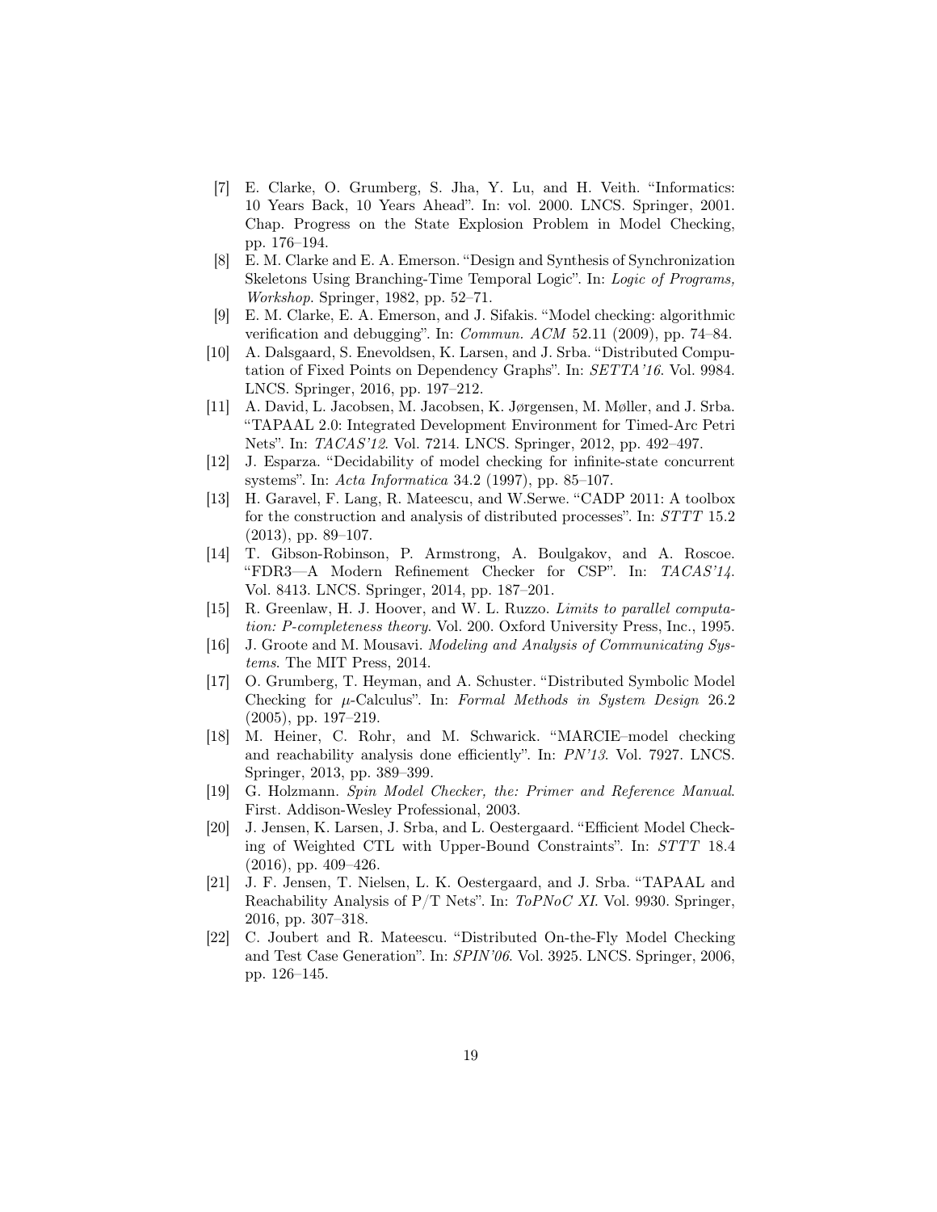- [7] E. Clarke, O. Grumberg, S. Jha, Y. Lu, and H. Veith. "Informatics: 10 Years Back, 10 Years Ahead". In: vol. 2000. LNCS. Springer, 2001. Chap. Progress on the State Explosion Problem in Model Checking, pp. 176–194.
- [8] E. M. Clarke and E. A. Emerson. "Design and Synthesis of Synchronization Skeletons Using Branching-Time Temporal Logic". In: *Logic of Programs, Workshop*. Springer, 1982, pp. 52–71.
- [9] E. M. Clarke, E. A. Emerson, and J. Sifakis. "Model checking: algorithmic verification and debugging". In: *Commun. ACM* 52.11 (2009), pp. 74–84.
- [10] A. Dalsgaard, S. Enevoldsen, K. Larsen, and J. Srba. "Distributed Computation of Fixed Points on Dependency Graphs". In: *SETTA'16*. Vol. 9984. LNCS. Springer, 2016, pp. 197–212.
- [11] A. David, L. Jacobsen, M. Jacobsen, K. Jørgensen, M. Møller, and J. Srba. "TAPAAL 2.0: Integrated Development Environment for Timed-Arc Petri Nets". In: *TACAS'12*. Vol. 7214. LNCS. Springer, 2012, pp. 492–497.
- [12] J. Esparza. "Decidability of model checking for infinite-state concurrent systems". In: *Acta Informatica* 34.2 (1997), pp. 85–107.
- [13] H. Garavel, F. Lang, R. Mateescu, and W.Serwe. "CADP 2011: A toolbox for the construction and analysis of distributed processes". In: *STTT* 15.2 (2013), pp. 89–107.
- [14] T. Gibson-Robinson, P. Armstrong, A. Boulgakov, and A. Roscoe. "FDR3—A Modern Refinement Checker for CSP". In: *TACAS'14*. Vol. 8413. LNCS. Springer, 2014, pp. 187–201.
- [15] R. Greenlaw, H. J. Hoover, and W. L. Ruzzo. *Limits to parallel computation: P-completeness theory*. Vol. 200. Oxford University Press, Inc., 1995.
- [16] J. Groote and M. Mousavi. *Modeling and Analysis of Communicating Systems*. The MIT Press, 2014.
- [17] O. Grumberg, T. Heyman, and A. Schuster. "Distributed Symbolic Model Checking for $\mu$-Calculus". In: *Formal Methods in System Design* 26.2 (2005), pp. 197–219.
- [18] M. Heiner, C. Rohr, and M. Schwarick. "MARCIE–model checking and reachability analysis done efficiently". In: *PN'13*. Vol. 7927. LNCS. Springer, 2013, pp. 389–399.
- [19] G. Holzmann. *Spin Model Checker, the: Primer and Reference Manual*. First. Addison-Wesley Professional, 2003.
- [20] J. Jensen, K. Larsen, J. Srba, and L. Oestergaard. "Efficient Model Checking of Weighted CTL with Upper-Bound Constraints". In: *STTT* 18.4 (2016), pp. 409–426.
- [21] J. F. Jensen, T. Nielsen, L. K. Oestergaard, and J. Srba. "TAPAAL and Reachability Analysis of P/T Nets". In: *ToPNoC XI*. Vol. 9930. Springer, 2016, pp. 307–318.
- [22] C. Joubert and R. Mateescu. "Distributed On-the-Fly Model Checking and Test Case Generation". In: *SPIN'06*. Vol. 3925. LNCS. Springer, 2006, pp. 126–145.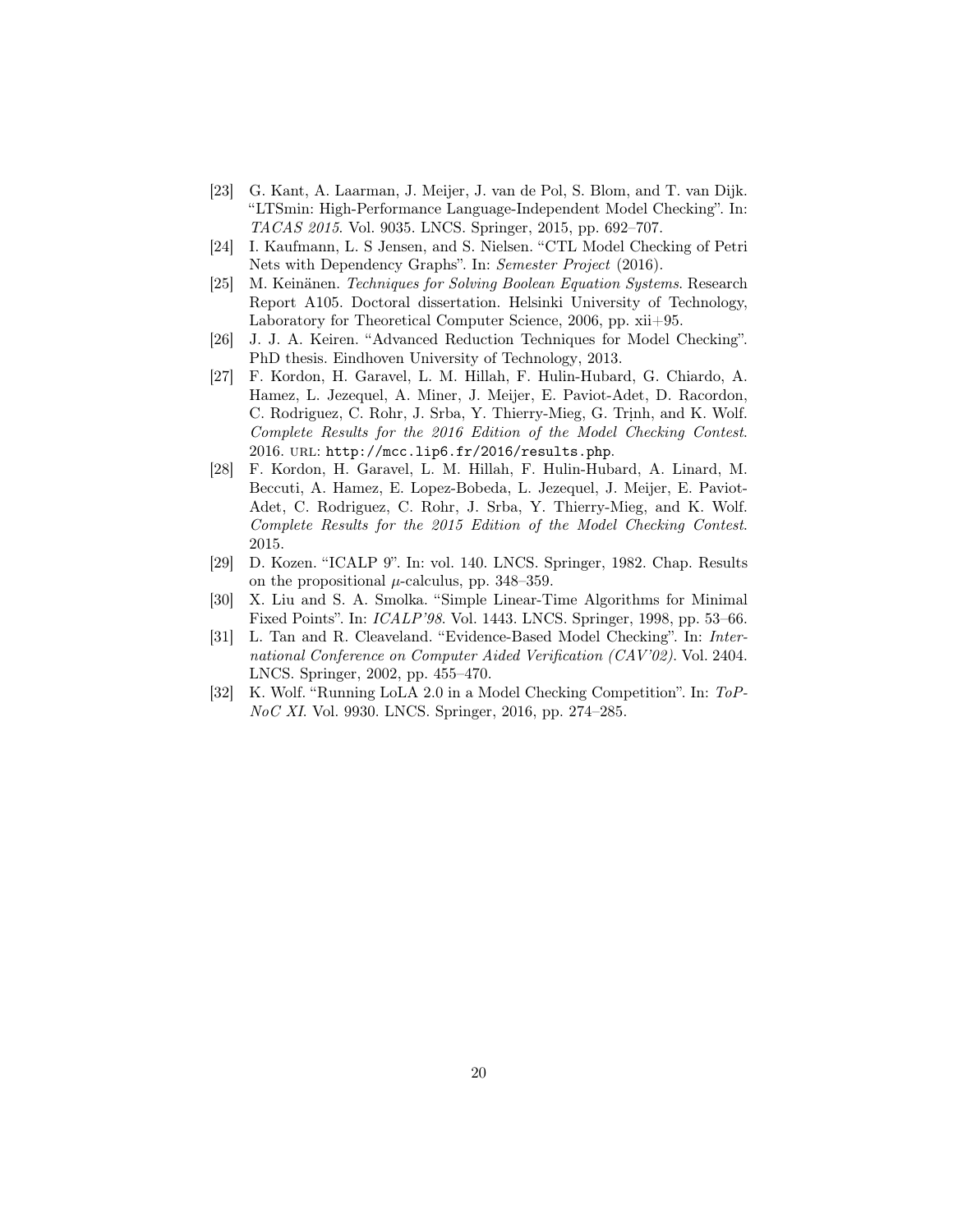[23] G. Kant, A. Laarman, J. Meijer, J. van de Pol, S. Blom, and T. van Dijk. "LTSmin: High-Performance Language-Independent Model Checking". In: *TACAS 2015*. Vol. 9035. LNCS. Springer, 2015, pp. 692–707.

[24] I. Kaufmann, L. S Jensen, and S. Nielsen. "CTL Model Checking of Petri Nets with Dependency Graphs". In: *Semester Project* (2016).

[25] M. Keinänen. *Techniques for Solving Boolean Equation Systems*. Research Report A105. Doctoral dissertation. Helsinki University of Technology, Laboratory for Theoretical Computer Science, 2006, pp. xii+95.

[26] J. J. A. Keiren. "Advanced Reduction Techniques for Model Checking". PhD thesis. Eindhoven University of Technology, 2013.

[27] F. Kordon, H. Garavel, L. M. Hillah, F. Hulin-Hubard, G. Chiardo, A. Hamez, L. Jezequel, A. Miner, J. Meijer, E. Paviot-Adet, D. Racordon, C. Rodriguez, C. Rohr, J. Srba, Y. Thierry-Mieg, G. Trịnh, and K. Wolf. *Complete Results for the 2016 Edition of the Model Checking Contest*. 2016. URL: http://mcc.lip6.fr/2016/results.php.

[28] F. Kordon, H. Garavel, L. M. Hillah, F. Hulin-Hubard, A. Linard, M. Beccuti, A. Hamez, E. Lopez-Bobeda, L. Jezequel, J. Meijer, E. Paviot-Adet, C. Rodriguez, C. Rohr, J. Srba, Y. Thierry-Mieg, and K. Wolf. *Complete Results for the 2015 Edition of the Model Checking Contest*. 2015.

[29] D. Kozen. "ICALP 9". In: vol. 140. LNCS. Springer, 1982. Chap. Results on the propositional $\mu$-calculus, pp. 348–359.

[30] X. Liu and S. A. Smolka. "Simple Linear-Time Algorithms for Minimal Fixed Points". In: *ICALP'98*. Vol. 1443. LNCS. Springer, 1998, pp. 53–66.

[31] L. Tan and R. Cleaveland. "Evidence-Based Model Checking". In: *International Conference on Computer Aided Verification (CAV'02)*. Vol. 2404. LNCS. Springer, 2002, pp. 455–470.

[32] K. Wolf. "Running LoLA 2.0 in a Model Checking Competition". In: *ToPNoC XI*. Vol. 9930. LNCS. Springer, 2016, pp. 274–285.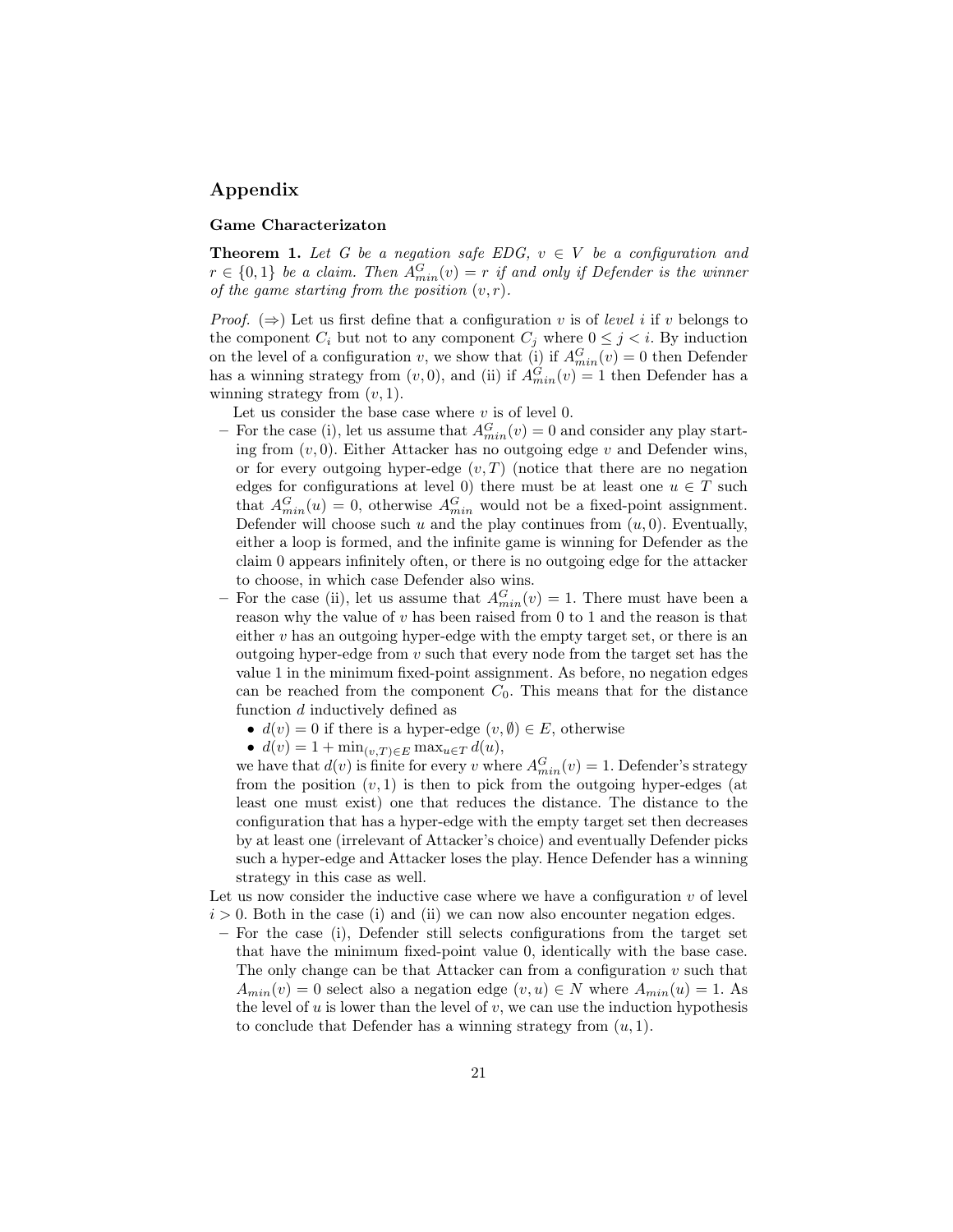# Appendix

### Game Characterizaton

**Theorem 1.** *Let $G$ be a negation safe EDG, $v \in V$ be a configuration and $r \in \{0, 1\}$ be a claim. Then $A^G_{min}(v) = r$ if and only if Defender is the winner of the game starting from the position $(v, r)$.*

*Proof.* ($\Rightarrow$) Let us first define that a configuration $v$ is of *level* $i$ if $v$ belongs to the component $C_i$ but not to any component $C_j$ where $0 \leq j < i$. By induction on the level of a configuration $v$, we show that (i) if $A^G_{min}(v) = 0$ then Defender has a winning strategy from $(v, 0)$, and (ii) if $A^G_{min}(v) = 1$ then Defender has a winning strategy from $(v, 1)$.

Let us consider the base case where $v$ is of level 0.

- For the case (i), let us assume that $A^G_{min}(v) = 0$ and consider any play starting from $(v, 0)$. Either Attacker has no outgoing edge $v$ and Defender wins, or for every outgoing hyper-edge $(v, T)$ (notice that there are no negation edges for configurations at level 0) there must be at least one $u \in T$ such that $A^G_{min}(u) = 0$, otherwise $A^G_{min}$ would not be a fixed-point assignment. Defender will choose such $u$ and the play continues from $(u, 0)$. Eventually, either a loop is formed, and the infinite game is winning for Defender as the claim 0 appears infinitely often, or there is no outgoing edge for the attacker to choose, in which case Defender also wins.
- For the case (ii), let us assume that $A^G_{min}(v) = 1$. There must have been a reason why the value of $v$ has been raised from 0 to 1 and the reason is that either $v$ has an outgoing hyper-edge with the empty target set, or there is an outgoing hyper-edge from $v$ such that every node from the target set has the value 1 in the minimum fixed-point assignment. As before, no negation edges can be reached from the component $C_0$. This means that for the distance function $d$ inductively defined as
  - $d(v) = 0$ if there is a hyper-edge $(v, \emptyset) \in E$, otherwise
  - $d(v) = 1 + \min_{(v,T) \in E} \max_{u \in T} d(u)$,

  we have that $d(v)$ is finite for every $v$ where $A^G_{min}(v) = 1$. Defender's strategy from the position $(v, 1)$ is then to pick from the outgoing hyper-edges (at least one must exist) one that reduces the distance. The distance to the configuration that has a hyper-edge with the empty target set then decreases by at least one (irrelevant of Attacker's choice) and eventually Defender picks such a hyper-edge and Attacker loses the play. Hence Defender has a winning strategy in this case as well.

Let us now consider the inductive case where we have a configuration $v$ of level $i > 0$. Both in the case (i) and (ii) we can now also encounter negation edges.

- For the case (i), Defender still selects configurations from the target set that have the minimum fixed-point value 0, identically with the base case. The only change can be that Attacker can from a configuration $v$ such that $A_{min}(v) = 0$ select also a negation edge $(v, u) \in N$ where $A_{min}(u) = 1$. As the level of $u$ is lower than the level of $v$, we can use the induction hypothesis to conclude that Defender has a winning strategy from $(u, 1)$.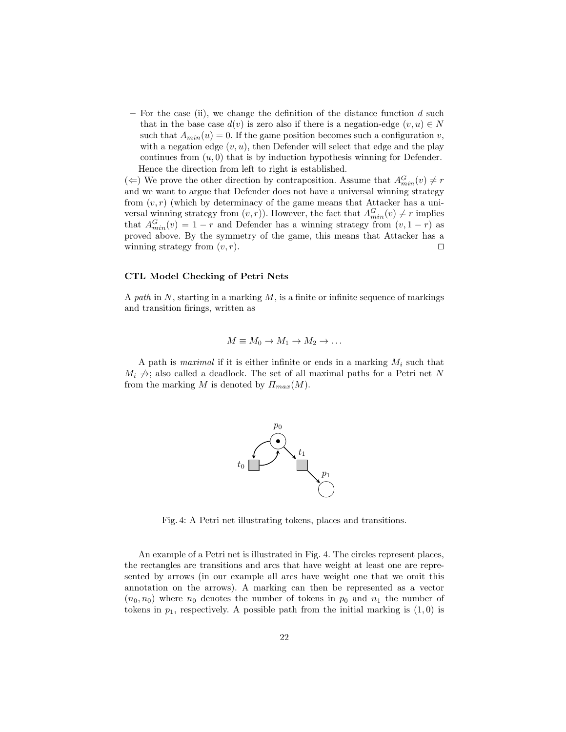– For the case (ii), we change the definition of the distance function $d$ such that in the base case $d(v)$ is zero also if there is a negation-edge $(v,u) \in N$ such that $A_{min}(u) = 0$. If the game position becomes such a configuration $v$, with a negation edge $(v,u)$, then Defender will select that edge and the play continues from $(u, 0)$ that is by induction hypothesis winning for Defender.

Hence the direction from left to right is established.

($\Leftarrow$) We prove the other direction by contraposition. Assume that $A^G_{min}(v) \neq r$ and we want to argue that Defender does not have a universal winning strategy from $(v,r)$ (which by determinacy of the game means that Attacker has a universal winning strategy from $(v,r)$). However, the fact that $A^G_{min}(v) \neq r$ implies that $A^G_{min}(v) = 1 - r$ and Defender has a winning strategy from $(v, 1-r)$ as proved above. By the symmetry of the game, this means that Attacker has a winning strategy from $(v,r)$. □

**CTL Model Checking of Petri Nets**

A *path* in $N$, starting in a marking $M$, is a finite or infinite sequence of markings and transition firings, written as

$$M \equiv M_0 \to M_1 \to M_2 \to \ldots$$

A path is *maximal* if it is either infinite or ends in a marking $M_i$ such that $M_i \not\to$; also called a deadlock. The set of all maximal paths for a Petri net $N$ from the marking $M$ is denoted by $\Pi_{max}(M)$.

Fig. 4: A Petri net illustrating tokens, places and transitions.

An example of a Petri net is illustrated in Fig. 4. The circles represent places, the rectangles are transitions and arcs that have weight at least one are represented by arrows (in our example all arcs have weight one that we omit this annotation on the arrows). A marking can then be represented as a vector $(n_0, n_0)$ where $n_0$ denotes the number of tokens in $p_0$ and $n_1$ the number of tokens in $p_1$, respectively. A possible path from the initial marking is $(1, 0)$ is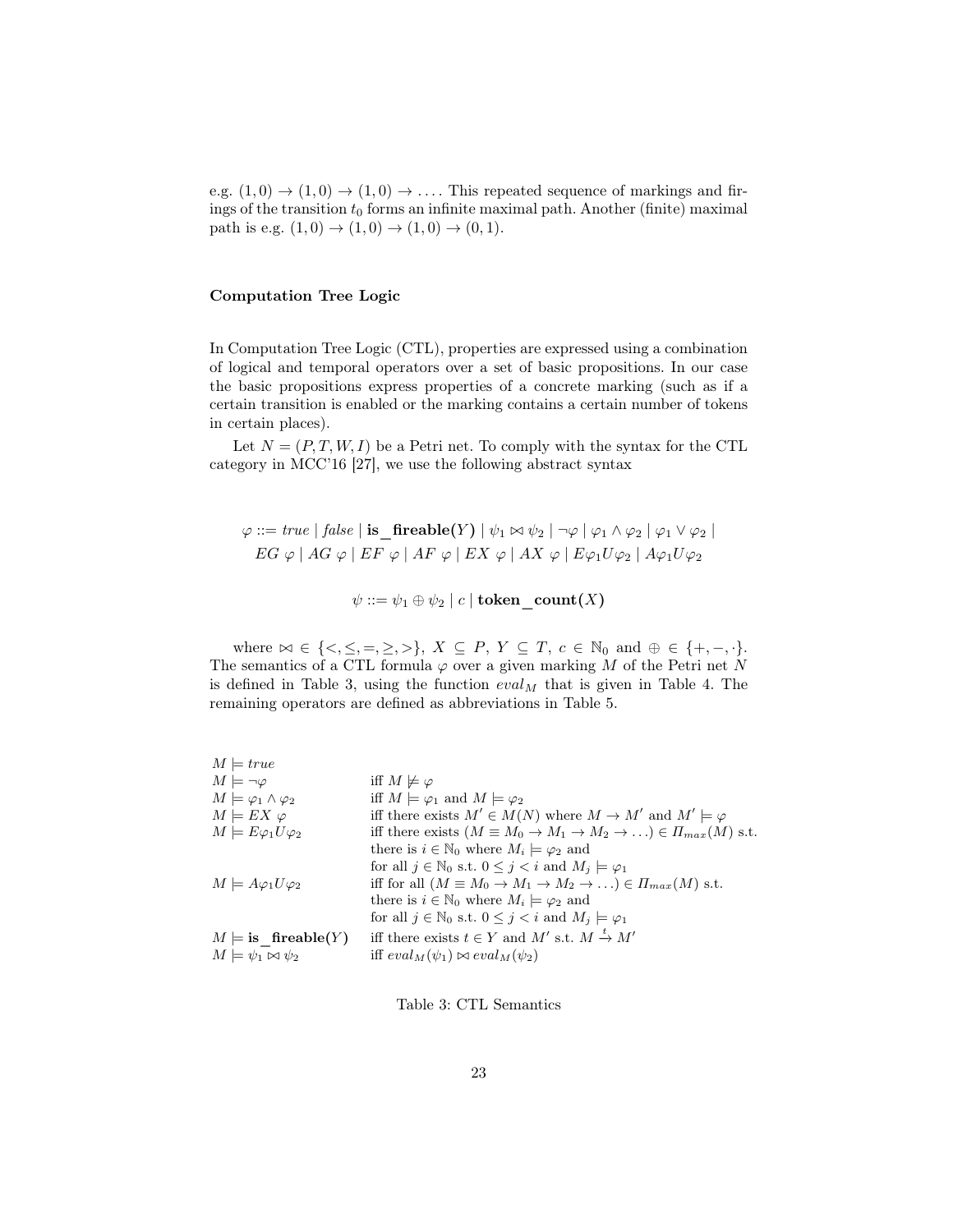e.g. $(1,0) \to (1,0) \to (1,0) \to \ldots$. This repeated sequence of markings and firings of the transition $t_0$ forms an infinite maximal path. Another (finite) maximal path is e.g. $(1,0) \to (1,0) \to (1,0) \to (0,1)$.

### Computation Tree Logic

In Computation Tree Logic (CTL), properties are expressed using a combination of logical and temporal operators over a set of basic propositions. In our case the basic propositions express properties of a concrete marking (such as if a certain transition is enabled or the marking contains a certain number of tokens in certain places).

Let $N = (P, T, W, I)$ be a Petri net. To comply with the syntax for the CTL category in MCC'16 [27], we use the following abstract syntax

$$\varphi ::= \mathit{true} \mid \mathit{false} \mid \textbf{is\_fireable}(Y) \mid \psi_1 \bowtie \psi_2 \mid \neg\varphi \mid \varphi_1 \wedge \varphi_2 \mid \varphi_1 \vee \varphi_2 \mid$$
$$EG\ \varphi \mid AG\ \varphi \mid EF\ \varphi \mid AF\ \varphi \mid EX\ \varphi \mid AX\ \varphi \mid E\varphi_1 U \varphi_2 \mid A\varphi_1 U \varphi_2$$

$$\psi ::= \psi_1 \oplus \psi_2 \mid c \mid \textbf{token\_count}(X)$$

where $\bowtie \in \{<, \leq, =, \geq, >\}$, $X \subseteq P$, $Y \subseteq T$, $c \in \mathbb{N}_0$ and $\oplus \in \{+, -, \cdot\}$. The semantics of a CTL formula $\varphi$ over a given marking $M$ of the Petri net $N$ is defined in Table 3, using the function $eval_M$ that is given in Table 4. The remaining operators are defined as abbreviations in Table 5.

| | |
|---|---|
| $M \models \mathit{true}$ | |
| $M \models \neg\varphi$ | iff $M \not\models \varphi$ |
| $M \models \varphi_1 \wedge \varphi_2$ | iff $M \models \varphi_1$ and $M \models \varphi_2$ |
| $M \models EX\ \varphi$ | iff there exists $M' \in M(N)$ where $M \to M'$ and $M' \models \varphi$ |
| $M \models E\varphi_1 U \varphi_2$ | iff there exists $(M \equiv M_0 \to M_1 \to M_2 \to \ldots) \in \Pi_{max}(M)$ s.t. there is $i \in \mathbb{N}_0$ where $M_i \models \varphi_2$ and for all $j \in \mathbb{N}_0$ s.t. $0 \leq j < i$ and $M_j \models \varphi_1$ |
| $M \models A\varphi_1 U \varphi_2$ | iff for all $(M \equiv M_0 \to M_1 \to M_2 \to \ldots) \in \Pi_{max}(M)$ s.t. there is $i \in \mathbb{N}_0$ where $M_i \models \varphi_2$ and for all $j \in \mathbb{N}_0$ s.t. $0 \leq j < i$ and $M_j \models \varphi_1$ |
| $M \models \textbf{is\_fireable}(Y)$ | iff there exists $t \in Y$ and $M'$ s.t. $M \xrightarrow{t} M'$ |
| $M \models \psi_1 \bowtie \psi_2$ | iff $eval_M(\psi_1) \bowtie eval_M(\psi_2)$ |

Table 3: CTL Semantics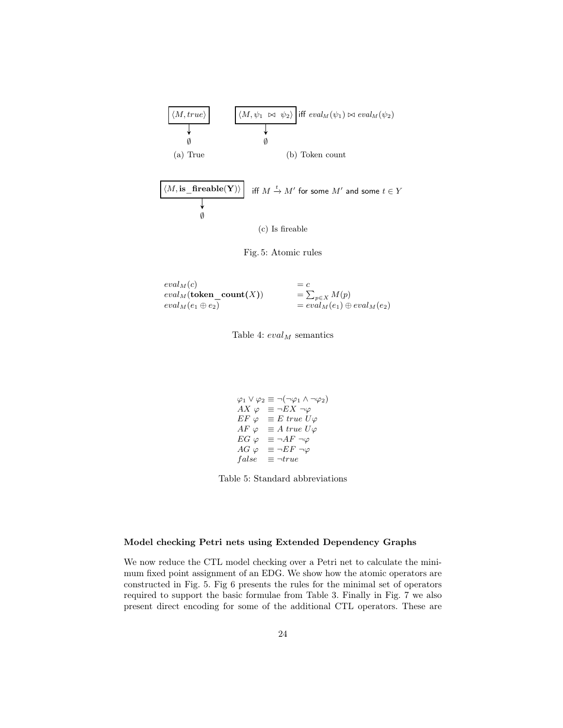$\langle M, true \rangle \rightarrow \emptyset$

(a) True

$\langle M, \psi_1 \bowtie \psi_2 \rangle \rightarrow \emptyset$ iff $eval_M(\psi_1) \bowtie eval_M(\psi_2)$

(b) Token count

$\langle M, \textbf{is\_fireable(Y)} \rangle \rightarrow \emptyset$ iff $M \xrightarrow{t} M'$ for some $M'$ and some $t \in Y$

(c) Is fireable

Fig. 5: Atomic rules

| | |
|---|---|
| $eval_M(c)$ | $= c$ |
| $eval_M(\textbf{token\_count}(X))$ | $= \sum_{p \in X} M(p)$ |
| $eval_M(e_1 \oplus e_2)$ | $= eval_M(e_1) \oplus eval_M(e_2)$ |

Table 4: $eval_M$ semantics

$$
\begin{aligned}
\varphi_1 \vee \varphi_2 &\equiv \neg(\neg\varphi_1 \wedge \neg\varphi_2) \\
AX\ \varphi &\equiv \neg EX\ \neg\varphi \\
EF\ \varphi &\equiv E\ true\ U \varphi \\
AF\ \varphi &\equiv A\ true\ U \varphi \\
EG\ \varphi &\equiv \neg AF\ \neg\varphi \\
AG\ \varphi &\equiv \neg EF\ \neg\varphi \\
false &\equiv \neg true
\end{aligned}
$$

Table 5: Standard abbreviations

**Model checking Petri nets using Extended Dependency Graphs**

We now reduce the CTL model checking over a Petri net to calculate the minimum fixed point assignment of an EDG. We show how the atomic operators are constructed in Fig. 5. Fig 6 presents the rules for the minimal set of operators required to support the basic formulae from Table 3. Finally in Fig. 7 we also present direct encoding for some of the additional CTL operators. These are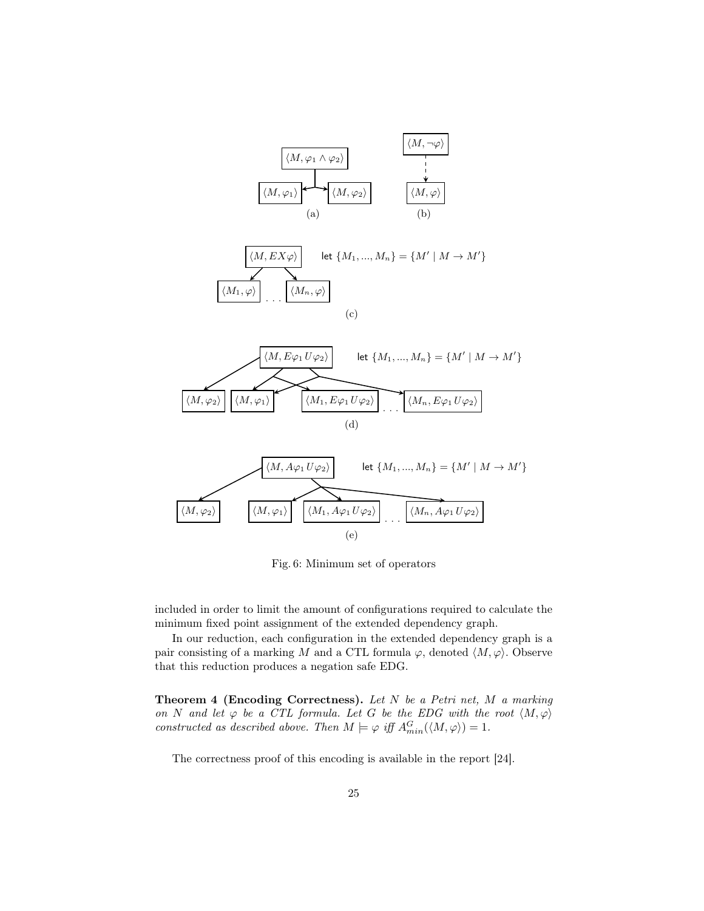$\langle M, \varphi_1 \wedge \varphi_2 \rangle$

$\langle M, \varphi_1 \rangle$ $\langle M, \varphi_2 \rangle$

(a)

$\langle M, \neg\varphi \rangle$

$\langle M, \varphi \rangle$

(b)

$\langle M, EX\varphi \rangle$ let $\{M_1, ..., M_n\} = \{M' \mid M \to M'\}$

$\langle M_1, \varphi \rangle$ . . . $\langle M_n, \varphi \rangle$

(c)

$\langle M, E\varphi_1 U \varphi_2 \rangle$ let $\{M_1, ..., M_n\} = \{M' \mid M \to M'\}$

$\langle M, \varphi_2 \rangle$ $\langle M, \varphi_1 \rangle$ $\langle M_1, E\varphi_1 U \varphi_2 \rangle$ . . . $\langle M_n, E\varphi_1 U \varphi_2 \rangle$

(d)

$\langle M, A\varphi_1 U \varphi_2 \rangle$ let $\{M_1, ..., M_n\} = \{M' \mid M \to M'\}$

$\langle M, \varphi_2 \rangle$ $\langle M, \varphi_1 \rangle$ $\langle M_1, A\varphi_1 U \varphi_2 \rangle$ . . . $\langle M_n, A\varphi_1 U \varphi_2 \rangle$

(e)

Fig. 6: Minimum set of operators

included in order to limit the amount of configurations required to calculate the minimum fixed point assignment of the extended dependency graph.

In our reduction, each configuration in the extended dependency graph is a pair consisting of a marking $M$ and a CTL formula $\varphi$, denoted $\langle M, \varphi \rangle$. Observe that this reduction produces a negation safe EDG.

**Theorem 4 (Encoding Correctness).** *Let $N$ be a Petri net, $M$ a marking on $N$ and let $\varphi$ be a CTL formula. Let $G$ be the EDG with the root $\langle M, \varphi \rangle$ constructed as described above. Then $M \models \varphi$ iff $A^G_{min}(\langle M, \varphi \rangle) = 1$.*

The correctness proof of this encoding is available in the report [24].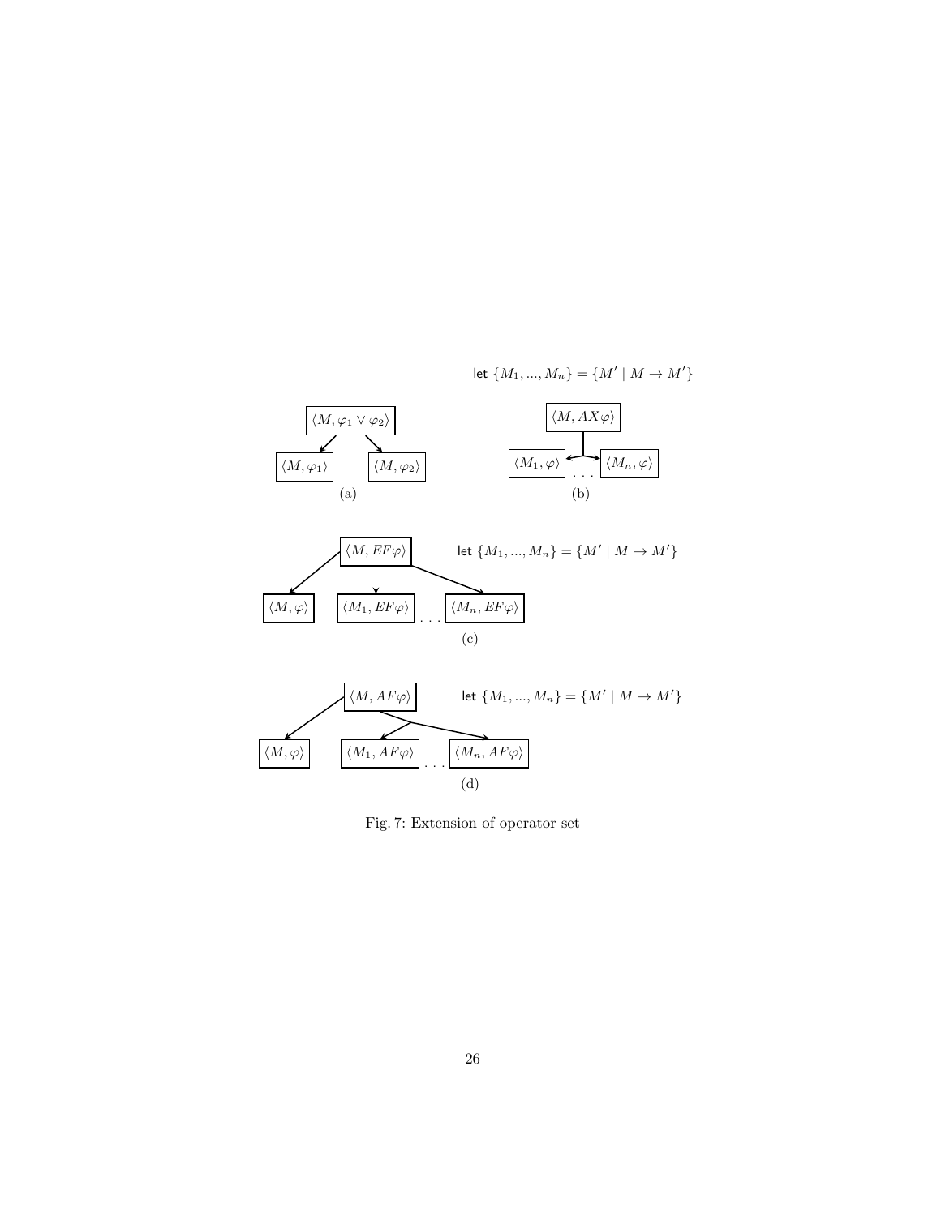let $\{M_1, ..., M_n\} = \{M' \mid M \to M'\}$

$\langle M, \varphi_1 \vee \varphi_2 \rangle$

$\langle M, \varphi_1 \rangle$ $\langle M, \varphi_2 \rangle$

(a)

$\langle M, AX\varphi \rangle$

$\langle M_1, \varphi \rangle$ . . . $\langle M_n, \varphi \rangle$

(b)

$\langle M, EF\varphi \rangle$ let $\{M_1, ..., M_n\} = \{M' \mid M \to M'\}$

$\langle M, \varphi \rangle$ $\langle M_1, EF\varphi \rangle$ . . . $\langle M_n, EF\varphi \rangle$

(c)

$\langle M, AF\varphi \rangle$ let $\{M_1, ..., M_n\} = \{M' \mid M \to M'\}$

$\langle M, \varphi \rangle$ $\langle M_1, AF\varphi \rangle$ . . . $\langle M_n, AF\varphi \rangle$

(d)

Fig. 7: Extension of operator set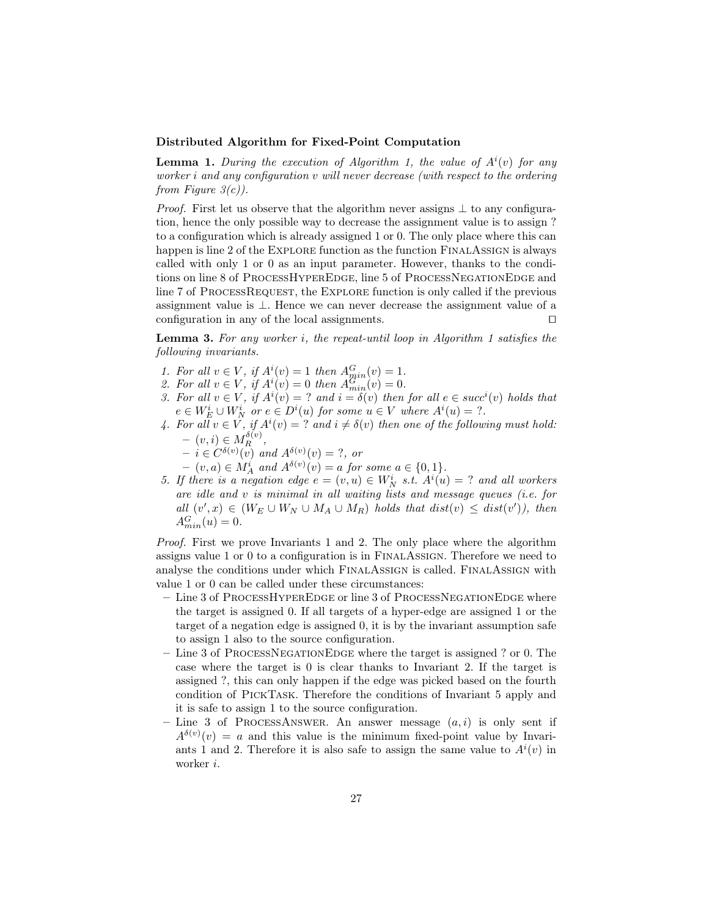**Distributed Algorithm for Fixed-Point Computation**

**Lemma 1.** *During the execution of Algorithm 1, the value of $A^i(v)$ for any worker $i$ and any configuration $v$ will never decrease (with respect to the ordering from Figure 3(c)).*

*Proof.* First let us observe that the algorithm never assigns $\bot$ to any configuration, hence the only possible way to decrease the assignment value is to assign ? to a configuration which is already assigned 1 or 0. The only place where this can happen is line 2 of the Explore function as the function FinalAssign is always called with only 1 or 0 as an input parameter. However, thanks to the conditions on line 8 of ProcessHyperEdge, line 5 of ProcessNegationEdge and line 7 of ProcessRequest, the Explore function is only called if the previous assignment value is $\bot$. Hence we can never decrease the assignment value of a configuration in any of the local assignments. $\square$

**Lemma 3.** *For any worker $i$, the repeat-until loop in Algorithm 1 satisfies the following invariants.*

1. *For all $v \in V$, if $A^i(v) = 1$ then $A^G_{min}(v) = 1$.*
2. *For all $v \in V$, if $A^i(v) = 0$ then $A^G_{min}(v) = 0$.*
3. *For all $v \in V$, if $A^i(v) = ?$ and $i = \delta(v)$ then for all $e \in succ^i(v)$ holds that $e \in W^i_E \cup W^i_N$ or $e \in D^i(u)$ for some $u \in V$ where $A^i(u) = ?$.*
4. *For all $v \in V$, if $A^i(v) = ?$ and $i \neq \delta(v)$ then one of the following must hold:*
   - *$(v, i) \in M^{\delta(v)}_R$,*
   - *$i \in C^{\delta(v)}(v)$ and $A^{\delta(v)}(v) = ?$, or*
   - *$(v, a) \in M^i_A$ and $A^{\delta(v)}(v) = a$ for some $a \in \{0, 1\}$.*
5. *If there is a negation edge $e = (v, u) \in W^i_N$ s.t. $A^i(u) = ?$ and all workers are idle and $v$ is minimal in all waiting lists and message queues (i.e. for all $(v', x) \in (W_E \cup W_N \cup M_A \cup M_R)$ holds that $dist(v) \leq dist(v')$), then $A^G_{min}(u) = 0$.*

*Proof.* First we prove Invariants 1 and 2. The only place where the algorithm assigns value 1 or 0 to a configuration is in FinalAssign. Therefore we need to analyse the conditions under which FinalAssign is called. FinalAssign with value 1 or 0 can be called under these circumstances:

- Line 3 of ProcessHyperEdge or line 3 of ProcessNegationEdge where the target is assigned 0. If all targets of a hyper-edge are assigned 1 or the target of a negation edge is assigned 0, it is by the invariant assumption safe to assign 1 also to the source configuration.
- Line 3 of ProcessNegationEdge where the target is assigned ? or 0. The case where the target is 0 is clear thanks to Invariant 2. If the target is assigned ?, this can only happen if the edge was picked based on the fourth condition of PickTask. Therefore the conditions of Invariant 5 apply and it is safe to assign 1 to the source configuration.
- Line 3 of ProcessAnswer. An answer message $(a, i)$ is only sent if $A^{\delta(v)}(v) = a$ and this value is the minimum fixed-point value by Invariants 1 and 2. Therefore it is also safe to assign the same value to $A^i(v)$ in worker $i$.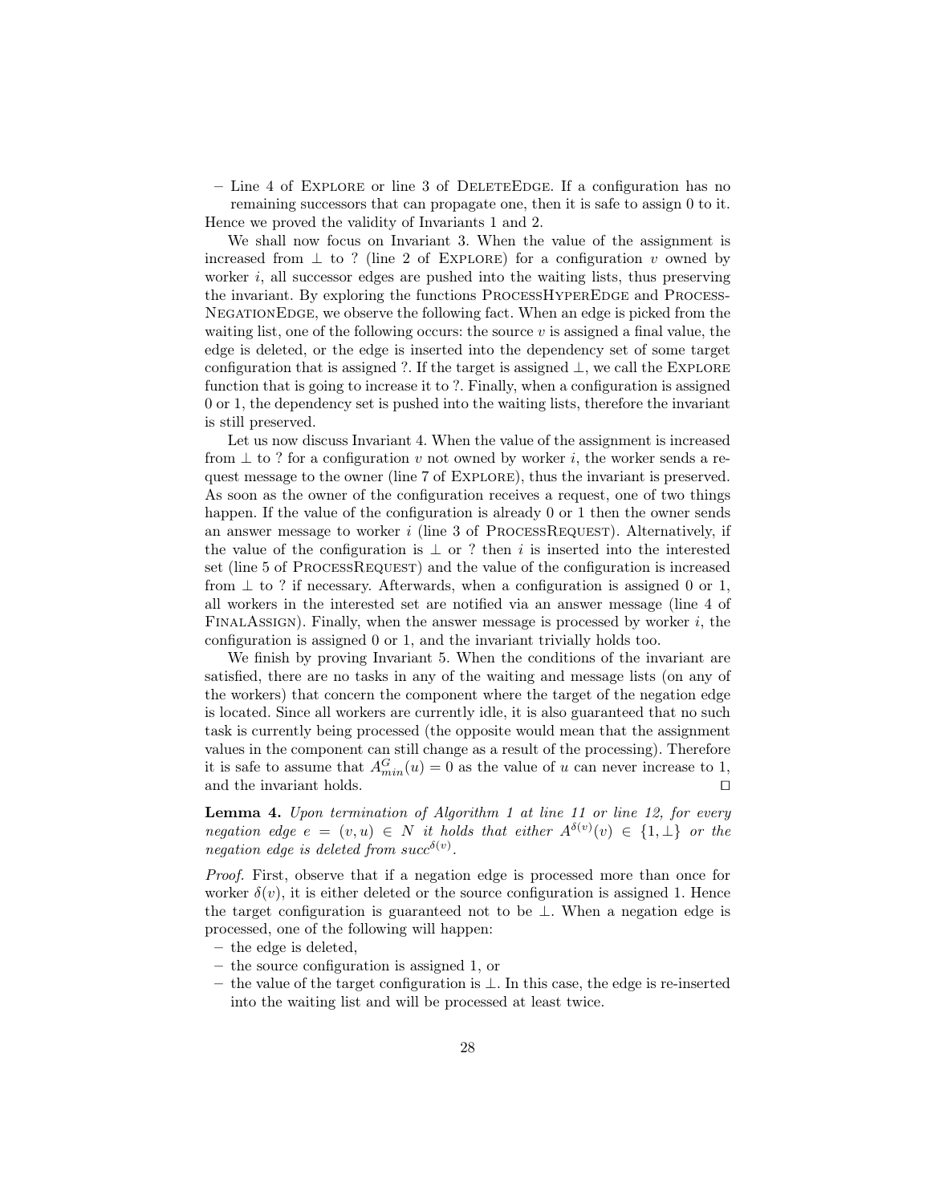– Line 4 of Explore or line 3 of DeleteEdge. If a configuration has no remaining successors that can propagate one, then it is safe to assign 0 to it.

Hence we proved the validity of Invariants 1 and 2.

We shall now focus on Invariant 3. When the value of the assignment is increased from $\perp$ to ? (line 2 of Explore) for a configuration $v$ owned by worker $i$, all successor edges are pushed into the waiting lists, thus preserving the invariant. By exploring the functions ProcessHyperEdge and ProcessNegationEdge, we observe the following fact. When an edge is picked from the waiting list, one of the following occurs: the source $v$ is assigned a final value, the edge is deleted, or the edge is inserted into the dependency set of some target configuration that is assigned ?. If the target is assigned $\perp$, we call the Explore function that is going to increase it to ?. Finally, when a configuration is assigned 0 or 1, the dependency set is pushed into the waiting lists, therefore the invariant is still preserved.

Let us now discuss Invariant 4. When the value of the assignment is increased from $\perp$ to ? for a configuration $v$ not owned by worker $i$, the worker sends a request message to the owner (line 7 of Explore), thus the invariant is preserved. As soon as the owner of the configuration receives a request, one of two things happen. If the value of the configuration is already 0 or 1 then the owner sends an answer message to worker $i$ (line 3 of ProcessRequest). Alternatively, if the value of the configuration is $\perp$ or ? then $i$ is inserted into the interested set (line 5 of ProcessRequest) and the value of the configuration is increased from $\perp$ to ? if necessary. Afterwards, when a configuration is assigned 0 or 1, all workers in the interested set are notified via an answer message (line 4 of FinalAssign). Finally, when the answer message is processed by worker $i$, the configuration is assigned 0 or 1, and the invariant trivially holds too.

We finish by proving Invariant 5. When the conditions of the invariant are satisfied, there are no tasks in any of the waiting and message lists (on any of the workers) that concern the component where the target of the negation edge is located. Since all workers are currently idle, it is also guaranteed that no such task is currently being processed (the opposite would mean that the assignment values in the component can still change as a result of the processing). Therefore it is safe to assume that $A^G_{min}(u) = 0$ as the value of $u$ can never increase to 1, and the invariant holds. ◻

**Lemma 4.** *Upon termination of Algorithm 1 at line 11 or line 12, for every negation edge $e = (v, u) \in N$ it holds that either $A^{\delta(v)}(v) \in \{1, \perp\}$ or the negation edge is deleted from $succ^{\delta(v)}$.*

*Proof.* First, observe that if a negation edge is processed more than once for worker $\delta(v)$, it is either deleted or the source configuration is assigned 1. Hence the target configuration is guaranteed not to be $\perp$. When a negation edge is processed, one of the following will happen:

- the edge is deleted,
- the source configuration is assigned 1, or
- the value of the target configuration is $\perp$. In this case, the edge is re-inserted into the waiting list and will be processed at least twice.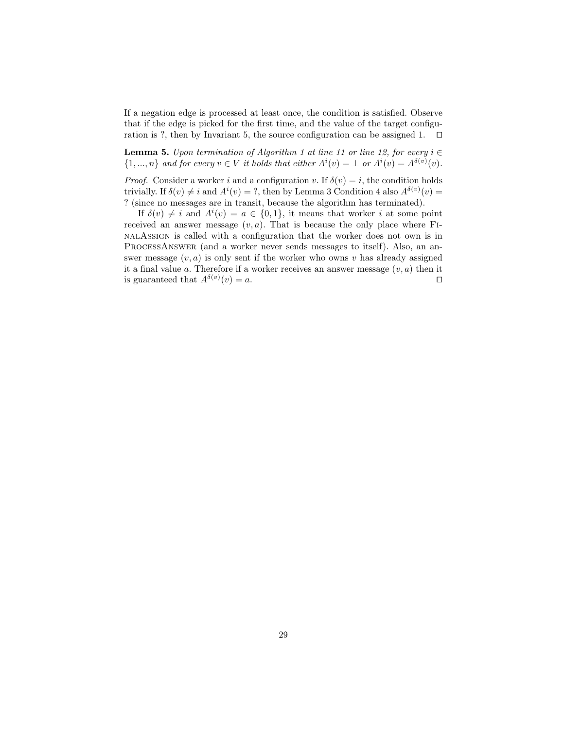If a negation edge is processed at least once, the condition is satisfied. Observe that if the edge is picked for the first time, and the value of the target configuration is ?, then by Invariant 5, the source configuration can be assigned 1. □

**Lemma 5.** *Upon termination of Algorithm 1 at line 11 or line 12, for every $i \in \{1, ..., n\}$ and for every $v \in V$ it holds that either $A^i(v) = \bot$ or $A^i(v) = A^{\delta(v)}(v)$.*

*Proof.* Consider a worker $i$ and a configuration $v$. If $\delta(v) = i$, the condition holds trivially. If $\delta(v) \neq i$ and $A^i(v) = ?$, then by Lemma 3 Condition 4 also $A^{\delta(v)}(v) = ?$ (since no messages are in transit, because the algorithm has terminated).

If $\delta(v) \neq i$ and $A^i(v) = a \in \{0, 1\}$, it means that worker $i$ at some point received an answer message $(v, a)$. That is because the only place where FinalAssign is called with a configuration that the worker does not own is in ProcessAnswer (and a worker never sends messages to itself). Also, an answer message $(v, a)$ is only sent if the worker who owns $v$ has already assigned it a final value $a$. Therefore if a worker receives an answer message $(v, a)$ then it is guaranteed that $A^{\delta(v)}(v) = a$. □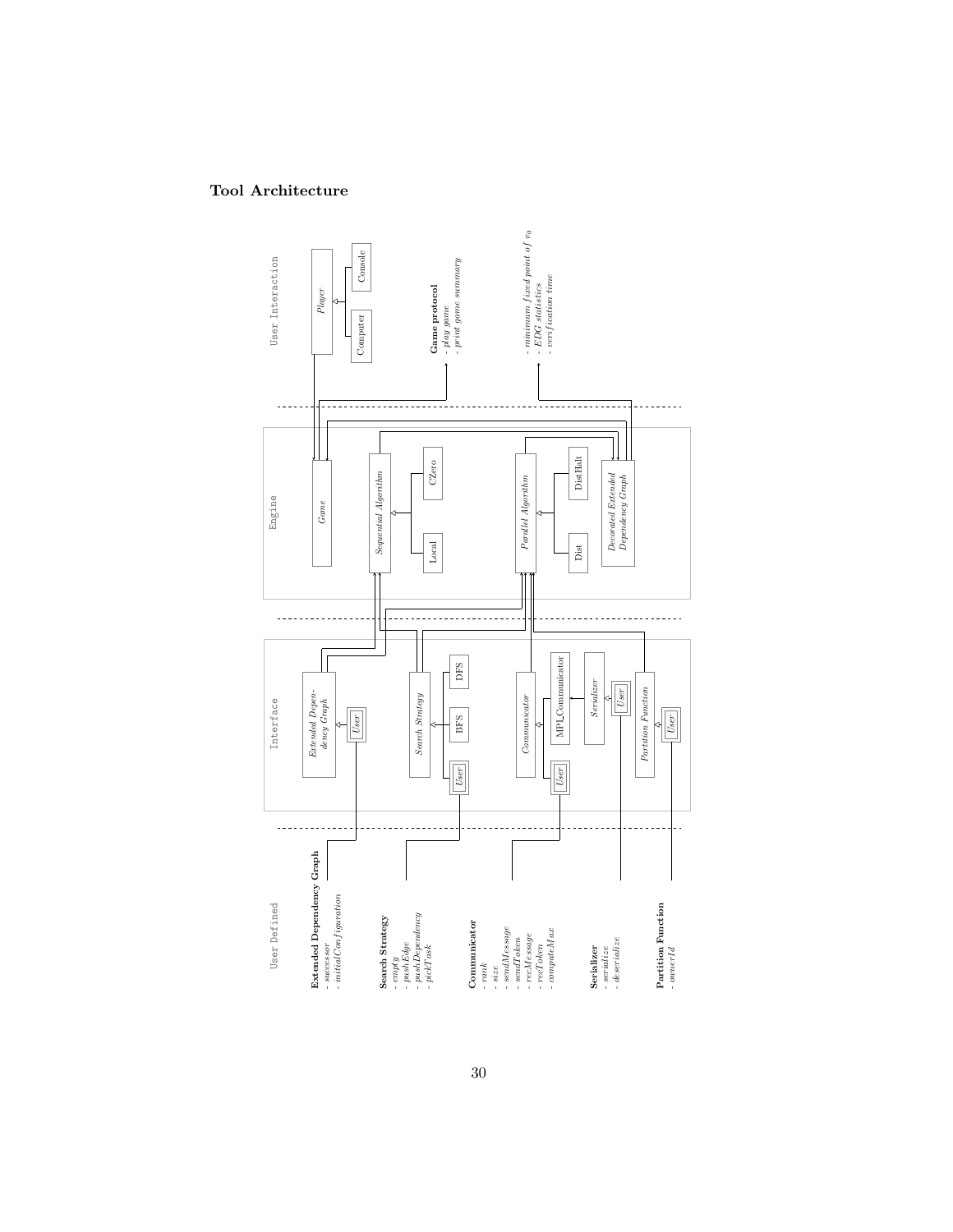**Tool Architecture**

User Defined

**Extended Dependency Graph**
- *successor*
- *initialConfiguration*

**Search Strategy**
- *empty*
- *pushEdge*
- *pushDependency*
- *pickTask*

**Communicator**
- *rank*
- *size*
- *sendMessage*
- *sendToken*
- *recMessage*
- *recToken*
- *computeMax*

**Serializer**
- *serialize*
- *deserialize*

**Partition Function**
- *ownerId*

Interface

*Extended Dependency Graph*

*User*

*Search Strategy*

BFS

DFS

*User*

*Communicator*

MPI_Communicator

*User*

*Serializer*

*User*

*Partition Function*

*User*

Engine

*Game*

*Sequential Algorithm*

Local

CZero

*Parallel Algorithm*

Dist

DistHalt

*Decorated Extended Dependency Graph*

User Interaction

*Player*

Computer

Console

**Game protocol**
- *play game*
- *print game summary*

- *minimum fixed point of* $v_0$
- *EDG statistics*
- *verification time*